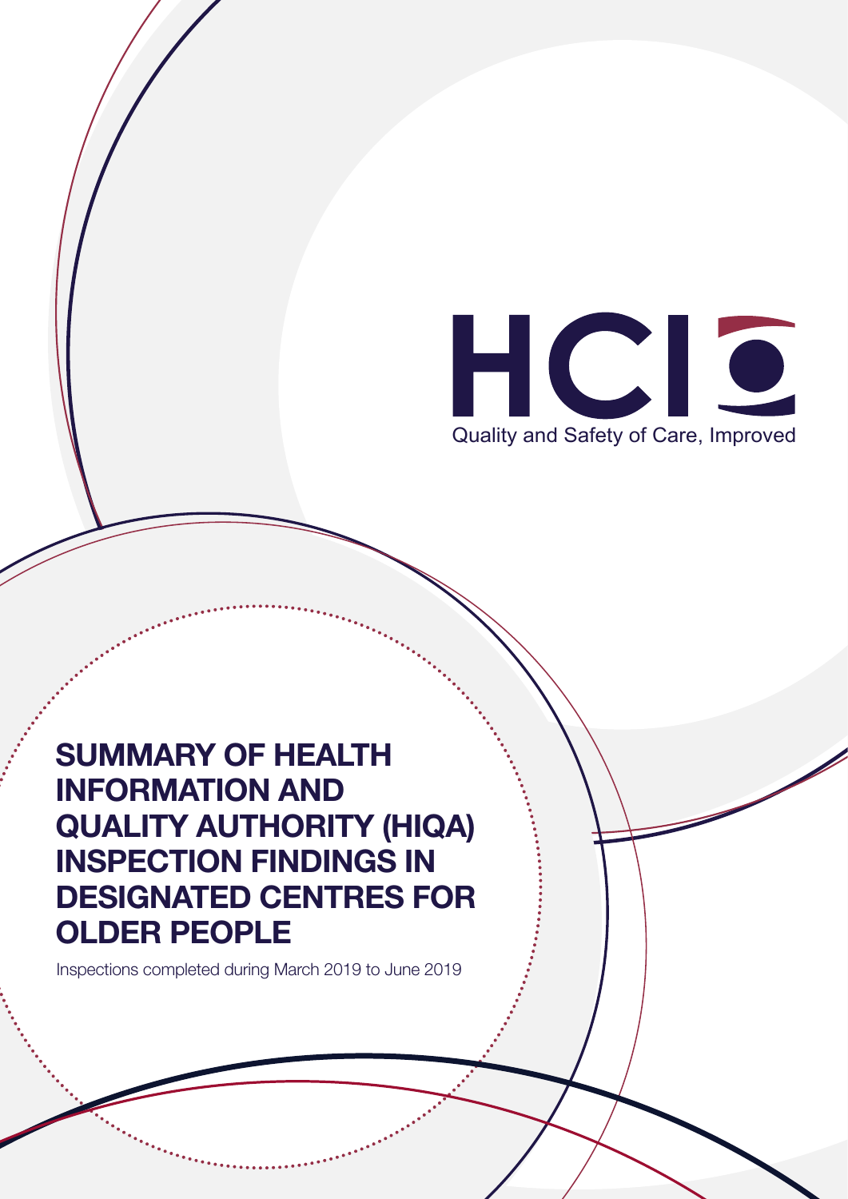HCI

Quality and Safety of Care, Improved

# SUMMARY OF HEALTH INFORMATION AND QUALITY AUTHORITY (HIQA) INSPECTION FINDINGS IN DESIGNATED CENTRES FOR OLDER PEOPLE

Inspections completed during March 2019 to June 2019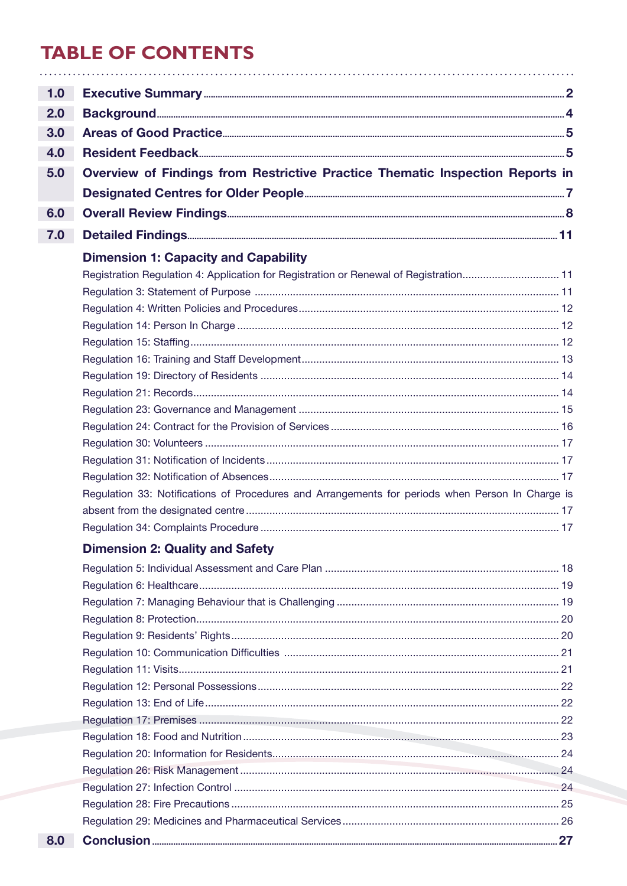# TABLE OF CONTENTS

| | | |
|---|---|---|
| **1.0** | **Executive Summary** | **2** |
| **2.0** | **Background** | **4** |
| **3.0** | **Areas of Good Practice** | **5** |
| **4.0** | **Resident Feedback** | **5** |
| **5.0** | **Overview of Findings from Restrictive Practice Thematic Inspection Reports in Designated Centres for Older People** | **7** |
| **6.0** | **Overall Review Findings** | **8** |
| **7.0** | **Detailed Findings** | **11** |
| | **Dimension 1: Capacity and Capability** | |
| | Registration Regulation 4: Application for Registration or Renewal of Registration | 11 |
| | Regulation 3: Statement of Purpose | 11 |
| | Regulation 4: Written Policies and Procedures | 12 |
| | Regulation 14: Person In Charge | 12 |
| | Regulation 15: Staffing | 12 |
| | Regulation 16: Training and Staff Development | 13 |
| | Regulation 19: Directory of Residents | 14 |
| | Regulation 21: Records | 14 |
| | Regulation 23: Governance and Management | 15 |
| | Regulation 24: Contract for the Provision of Services | 16 |
| | Regulation 30: Volunteers | 17 |
| | Regulation 31: Notification of Incidents | 17 |
| | Regulation 32: Notification of Absences | 17 |
| | Regulation 33: Notifications of Procedures and Arrangements for periods when Person In Charge is absent from the designated centre | 17 |
| | Regulation 34: Complaints Procedure | 17 |
| | **Dimension 2: Quality and Safety** | |
| | Regulation 5: Individual Assessment and Care Plan | 18 |
| | Regulation 6: Healthcare | 19 |
| | Regulation 7: Managing Behaviour that is Challenging | 19 |
| | Regulation 8: Protection | 20 |
| | Regulation 9: Residents' Rights | 20 |
| | Regulation 10: Communication Difficulties | 21 |
| | Regulation 11: Visits | 21 |
| | Regulation 12: Personal Possessions | 22 |
| | Regulation 13: End of Life | 22 |
| | Regulation 17: Premises | 22 |
| | Regulation 18: Food and Nutrition | 23 |
| | Regulation 20: Information for Residents | 24 |
| | Regulation 26: Risk Management | 24 |
| | Regulation 27: Infection Control | 24 |
| | Regulation 28: Fire Precautions | 25 |
| | Regulation 29: Medicines and Pharmaceutical Services | 26 |
| **8.0** | **Conclusion** | **27** |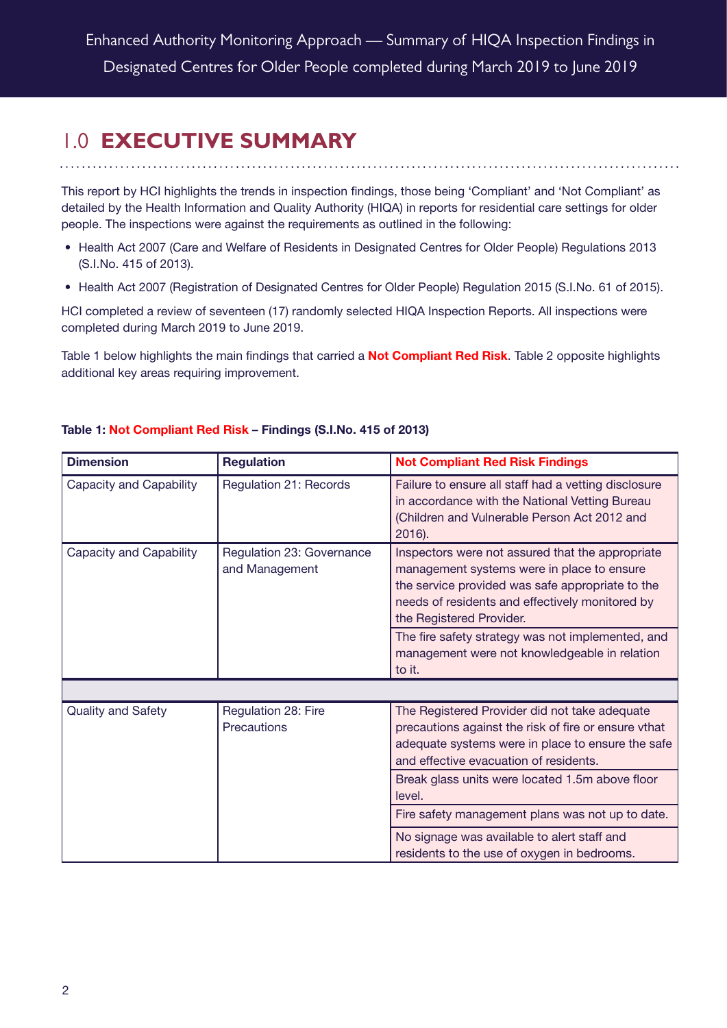# 1.0 EXECUTIVE SUMMARY

This report by HCI highlights the trends in inspection findings, those being 'Compliant' and 'Not Compliant' as detailed by the Health Information and Quality Authority (HIQA) in reports for residential care settings for older people. The inspections were against the requirements as outlined in the following:

- Health Act 2007 (Care and Welfare of Residents in Designated Centres for Older People) Regulations 2013 (S.I.No. 415 of 2013).
- Health Act 2007 (Registration of Designated Centres for Older People) Regulation 2015 (S.I.No. 61 of 2015).

HCI completed a review of seventeen (17) randomly selected HIQA Inspection Reports. All inspections were completed during March 2019 to June 2019.

Table 1 below highlights the main findings that carried a **Not Compliant Red Risk**. Table 2 opposite highlights additional key areas requiring improvement.

**Table 1: Not Compliant Red Risk – Findings (S.I.No. 415 of 2013)**

| Dimension | Regulation | Not Compliant Red Risk Findings |
|---|---|---|
| Capacity and Capability | Regulation 21: Records | Failure to ensure all staff had a vetting disclosure in accordance with the National Vetting Bureau (Children and Vulnerable Person Act 2012 and 2016). |
| Capacity and Capability | Regulation 23: Governance and Management | Inspectors were not assured that the appropriate management systems were in place to ensure the service provided was safe appropriate to the needs of residents and effectively monitored by the Registered Provider. |
| | | The fire safety strategy was not implemented, and management were not knowledgeable in relation to it. |
| | | |
| Quality and Safety | Regulation 28: Fire Precautions | The Registered Provider did not take adequate precautions against the risk of fire or ensure vthat adequate systems were in place to ensure the safe and effective evacuation of residents. |
| | | Break glass units were located 1.5m above floor level. |
| | | Fire safety management plans was not up to date. |
| | | No signage was available to alert staff and residents to the use of oxygen in bedrooms. |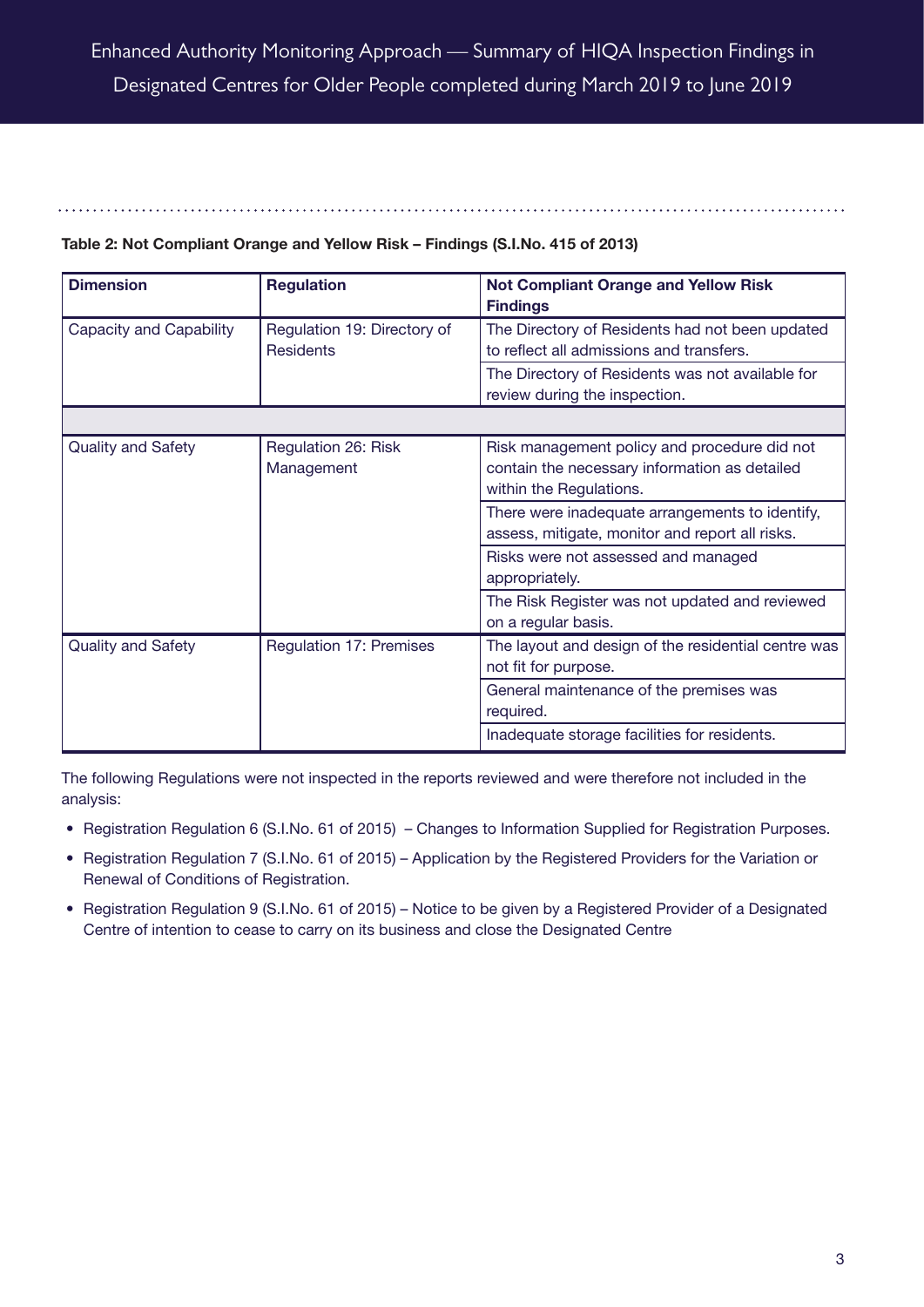**Table 2: Not Compliant Orange and Yellow Risk – Findings (S.I.No. 415 of 2013)**

| Dimension | Regulation | Not Compliant Orange and Yellow Risk Findings |
|---|---|---|
| Capacity and Capability | Regulation 19: Directory of Residents | The Directory of Residents had not been updated to reflect all admissions and transfers. |
| | | The Directory of Residents was not available for review during the inspection. |
| | | |
| Quality and Safety | Regulation 26: Risk Management | Risk management policy and procedure did not contain the necessary information as detailed within the Regulations. |
| | | There were inadequate arrangements to identify, assess, mitigate, monitor and report all risks. |
| | | Risks were not assessed and managed appropriately. |
| | | The Risk Register was not updated and reviewed on a regular basis. |
| Quality and Safety | Regulation 17: Premises | The layout and design of the residential centre was not fit for purpose. |
| | | General maintenance of the premises was required. |
| | | Inadequate storage facilities for residents. |

The following Regulations were not inspected in the reports reviewed and were therefore not included in the analysis:

- Registration Regulation 6 (S.I.No. 61 of 2015) – Changes to Information Supplied for Registration Purposes.
- Registration Regulation 7 (S.I.No. 61 of 2015) – Application by the Registered Providers for the Variation or Renewal of Conditions of Registration.
- Registration Regulation 9 (S.I.No. 61 of 2015) – Notice to be given by a Registered Provider of a Designated Centre of intention to cease to carry on its business and close the Designated Centre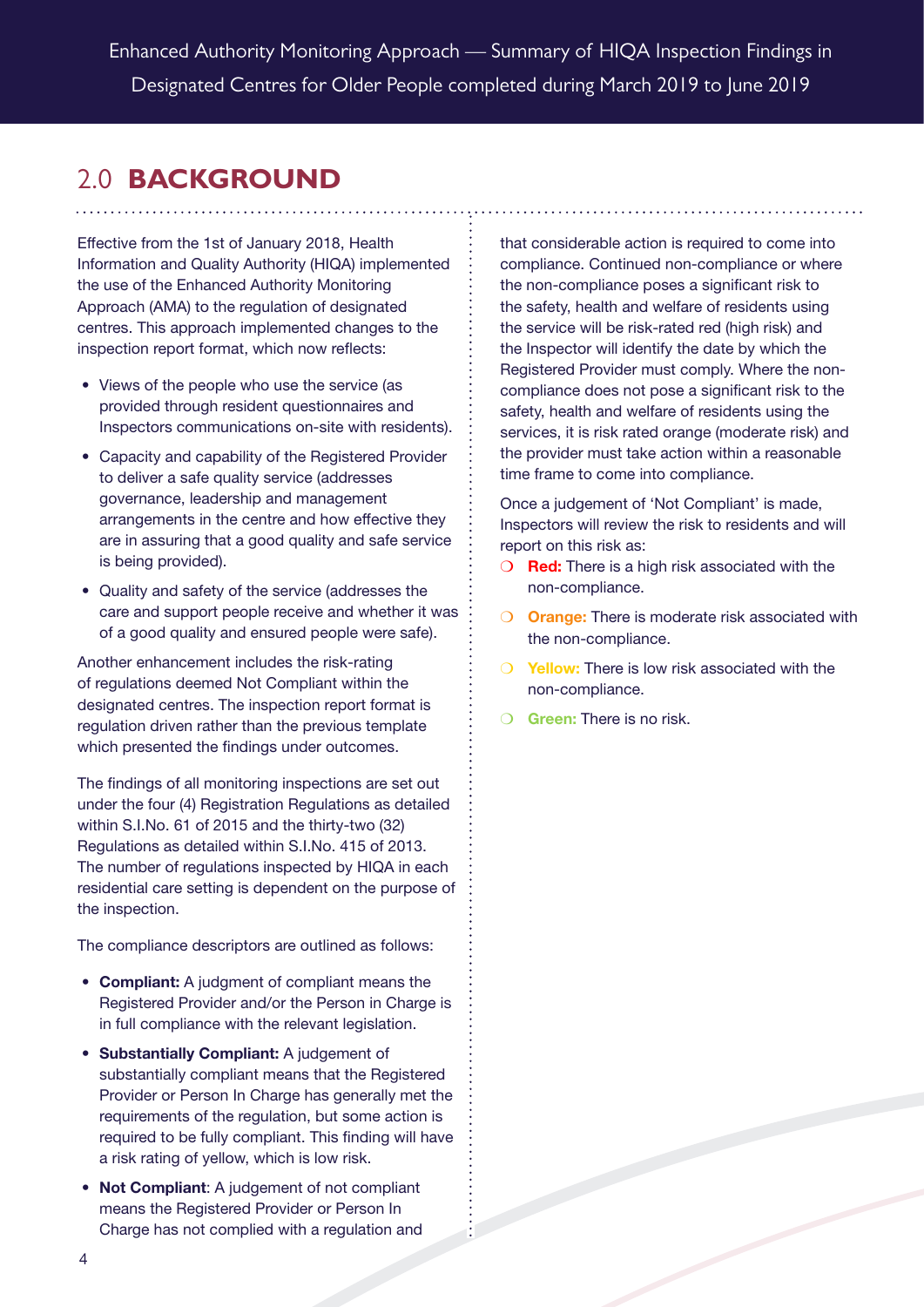## 2.0 BACKGROUND

Effective from the 1st of January 2018, Health Information and Quality Authority (HIQA) implemented the use of the Enhanced Authority Monitoring Approach (AMA) to the regulation of designated centres. This approach implemented changes to the inspection report format, which now reflects:

- Views of the people who use the service (as provided through resident questionnaires and Inspectors communications on-site with residents).
- Capacity and capability of the Registered Provider to deliver a safe quality service (addresses governance, leadership and management arrangements in the centre and how effective they are in assuring that a good quality and safe service is being provided).
- Quality and safety of the service (addresses the care and support people receive and whether it was of a good quality and ensured people were safe).

Another enhancement includes the risk-rating of regulations deemed Not Compliant within the designated centres. The inspection report format is regulation driven rather than the previous template which presented the findings under outcomes.

The findings of all monitoring inspections are set out under the four (4) Registration Regulations as detailed within S.I.No. 61 of 2015 and the thirty-two (32) Regulations as detailed within S.I.No. 415 of 2013. The number of regulations inspected by HIQA in each residential care setting is dependent on the purpose of the inspection.

The compliance descriptors are outlined as follows:

- **Compliant:** A judgment of compliant means the Registered Provider and/or the Person in Charge is in full compliance with the relevant legislation.
- **Substantially Compliant:** A judgement of substantially compliant means that the Registered Provider or Person In Charge has generally met the requirements of the regulation, but some action is required to be fully compliant. This finding will have a risk rating of yellow, which is low risk.
- **Not Compliant**: A judgement of not compliant means the Registered Provider or Person In Charge has not complied with a regulation and that considerable action is required to come into compliance. Continued non-compliance or where the non-compliance poses a significant risk to the safety, health and welfare of residents using the service will be risk-rated red (high risk) and the Inspector will identify the date by which the Registered Provider must comply. Where the non-compliance does not pose a significant risk to the safety, health and welfare of residents using the services, it is risk rated orange (moderate risk) and the provider must take action within a reasonable time frame to come into compliance.

Once a judgement of 'Not Compliant' is made, Inspectors will review the risk to residents and will report on this risk as:

- **Red:** There is a high risk associated with the non-compliance.
- **Orange:** There is moderate risk associated with the non-compliance.
- **Yellow:** There is low risk associated with the non-compliance.
- **Green:** There is no risk.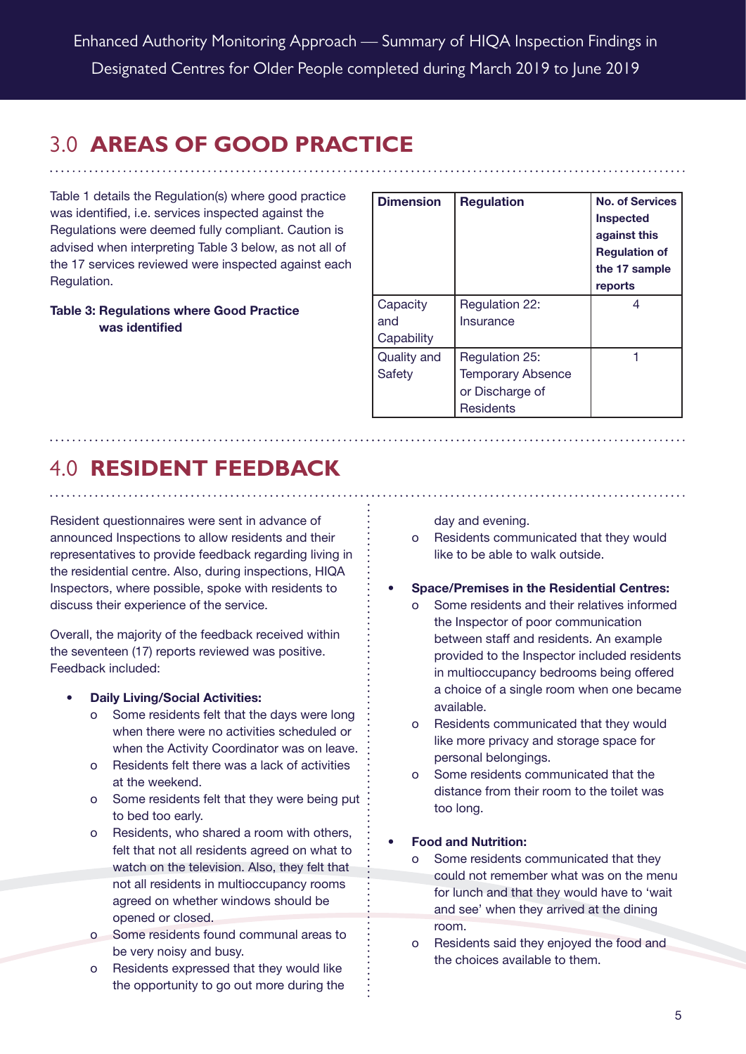## 3.0 AREAS OF GOOD PRACTICE

Table 1 details the Regulation(s) where good practice was identified, i.e. services inspected against the Regulations were deemed fully compliant. Caution is advised when interpreting Table 3 below, as not all of the 17 services reviewed were inspected against each Regulation.

**Table 3: Regulations where Good Practice was identified**

| Dimension | Regulation | No. of Services Inspected against this Regulation of the 17 sample reports |
|---|---|---|
| Capacity and Capability | Regulation 22: Insurance | 4 |
| Quality and Safety | Regulation 25: Temporary Absence or Discharge of Residents | 1 |

## 4.0 RESIDENT FEEDBACK

Resident questionnaires were sent in advance of announced Inspections to allow residents and their representatives to provide feedback regarding living in the residential centre. Also, during inspections, HIQA Inspectors, where possible, spoke with residents to discuss their experience of the service.

Overall, the majority of the feedback received within the seventeen (17) reports reviewed was positive. Feedback included:

- **Daily Living/Social Activities:**
  - Some residents felt that the days were long when there were no activities scheduled or when the Activity Coordinator was on leave.
  - Residents felt there was a lack of activities at the weekend.
  - Some residents felt that they were being put to bed too early.
  - Residents, who shared a room with others, felt that not all residents agreed on what to watch on the television. Also, they felt that not all residents in multioccupancy rooms agreed on whether windows should be opened or closed.
  - Some residents found communal areas to be very noisy and busy.
  - Residents expressed that they would like the opportunity to go out more during the day and evening.
  - Residents communicated that they would like to be able to walk outside.

- **Space/Premises in the Residential Centres:**
  - Some residents and their relatives informed the Inspector of poor communication between staff and residents. An example provided to the Inspector included residents in multioccupancy bedrooms being offered a choice of a single room when one became available.
  - Residents communicated that they would like more privacy and storage space for personal belongings.
  - Some residents communicated that the distance from their room to the toilet was too long.

- **Food and Nutrition:**
  - Some residents communicated that they could not remember what was on the menu for lunch and that they would have to 'wait and see' when they arrived at the dining room.
  - Residents said they enjoyed the food and the choices available to them.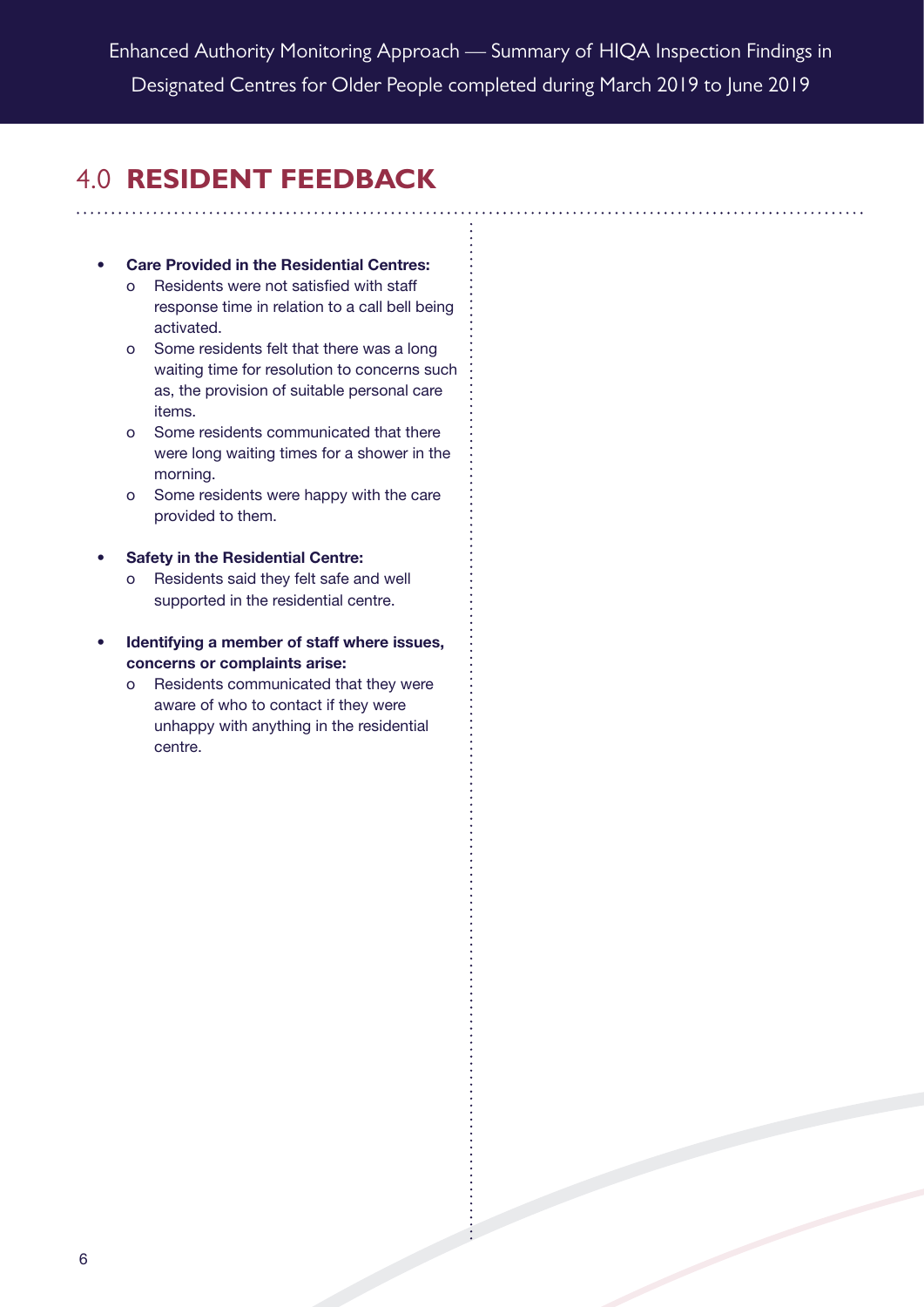## 4.0 RESIDENT FEEDBACK

- **Care Provided in the Residential Centres:**
  - Residents were not satisfied with staff response time in relation to a call bell being activated.
  - Some residents felt that there was a long waiting time for resolution to concerns such as, the provision of suitable personal care items.
  - Some residents communicated that there were long waiting times for a shower in the morning.
  - Some residents were happy with the care provided to them.

- **Safety in the Residential Centre:**
  - Residents said they felt safe and well supported in the residential centre.

- **Identifying a member of staff where issues, concerns or complaints arise:**
  - Residents communicated that they were aware of who to contact if they were unhappy with anything in the residential centre.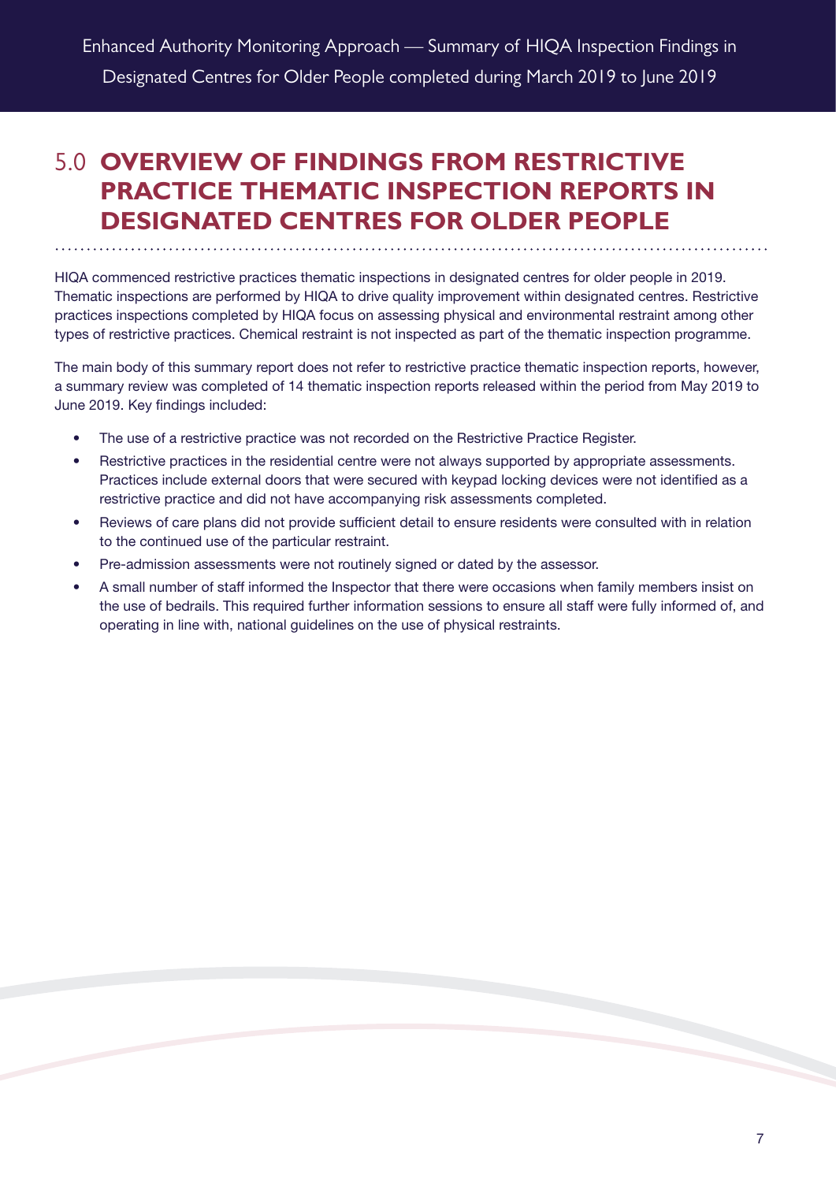# 5.0 OVERVIEW OF FINDINGS FROM RESTRICTIVE PRACTICE THEMATIC INSPECTION REPORTS IN DESIGNATED CENTRES FOR OLDER PEOPLE

HIQA commenced restrictive practices thematic inspections in designated centres for older people in 2019. Thematic inspections are performed by HIQA to drive quality improvement within designated centres. Restrictive practices inspections completed by HIQA focus on assessing physical and environmental restraint among other types of restrictive practices. Chemical restraint is not inspected as part of the thematic inspection programme.

The main body of this summary report does not refer to restrictive practice thematic inspection reports, however, a summary review was completed of 14 thematic inspection reports released within the period from May 2019 to June 2019. Key findings included:

- The use of a restrictive practice was not recorded on the Restrictive Practice Register.
- Restrictive practices in the residential centre were not always supported by appropriate assessments. Practices include external doors that were secured with keypad locking devices were not identified as a restrictive practice and did not have accompanying risk assessments completed.
- Reviews of care plans did not provide sufficient detail to ensure residents were consulted with in relation to the continued use of the particular restraint.
- Pre-admission assessments were not routinely signed or dated by the assessor.
- A small number of staff informed the Inspector that there were occasions when family members insist on the use of bedrails. This required further information sessions to ensure all staff were fully informed of, and operating in line with, national guidelines on the use of physical restraints.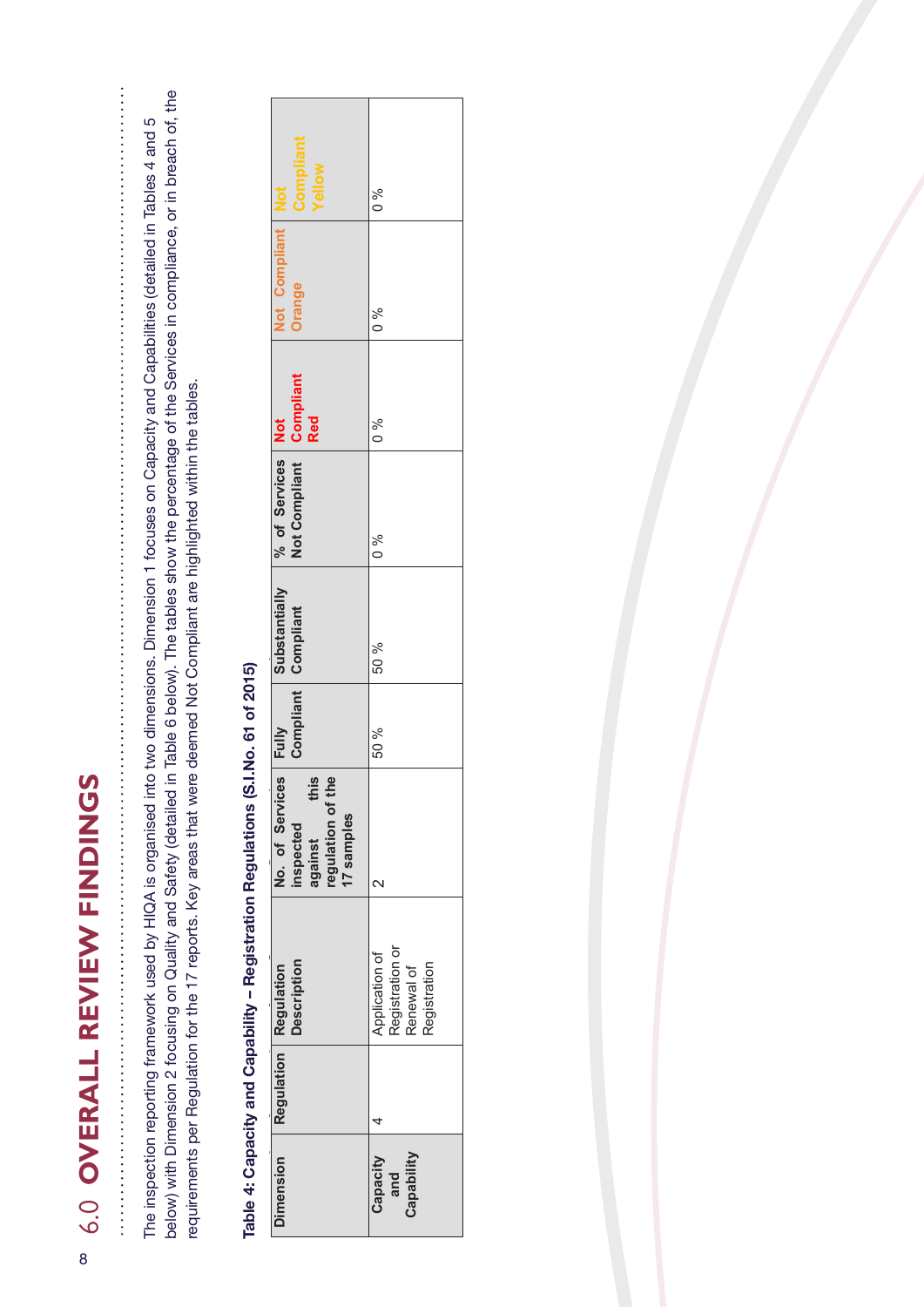# 6.0 OVERALL REVIEW FINDINGS

The inspection reporting framework used by HIQA is organised into two dimensions. Dimension 1 focuses on Capacity and Capabilities (detailed in Tables 4 and 5 below) with Dimension 2 focusing on Quality and Safety (detailed in Table 6 below). The tables show the percentage of the Services in compliance, or in breach of, the requirements per Regulation for the 17 reports. Key areas that were deemed Not Compliant are highlighted within the tables.

**Table 4: Capacity and Capability – Registration Regulations (S.I.No. 61 of 2015)**

| Dimension | Regulation | Regulation Description | No. of Services inspected against this regulation of the 17 samples | Fully Compliant | Substantially Compliant | % of Services Not Compliant | Not Compliant Red | Not Compliant Orange | Not Compliant Yellow |
|---|---|---|---|---|---|---|---|---|---|
| Capacity and Capability | 4 | Application of Registration or Renewal of Registration | 2 | 50 % | 50 % | 0 % | 0 % | 0 % | 0 % |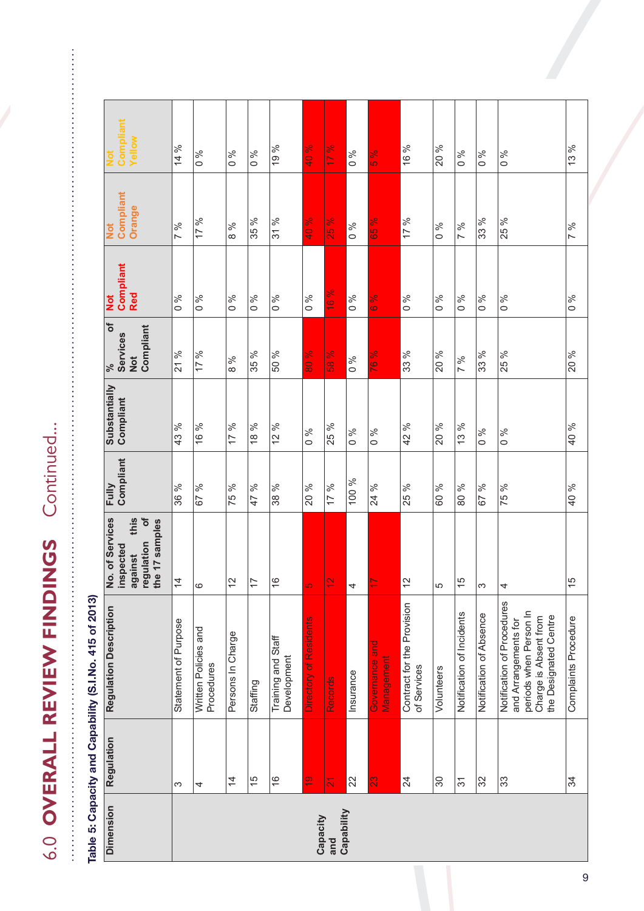# 6.0 OVERALL REVIEW FINDINGS Continued...

**Table 5: Capacity and Capability (S.I.No. 415 of 2013)**

| Dimension | Regulation | Regulation Description | No. of Services inspected against this regulation of the 17 samples | Fully Compliant | Substantially Compliant | % of Services Not Compliant | Not Compliant Red | Not Compliant Orange | Not Compliant Yellow |
|---|---|---|---|---|---|---|---|---|---|
| Capacity and Capability | 3 | Statement of Purpose | 14 | 36 % | 43 % | 21 % | 0 % | 7 % | 14 % |
| | 4 | Written Policies and Procedures | 6 | 67 % | 16 % | 17 % | 0 % | 17 % | 0 % |
| | 14 | Persons In Charge | 12 | 75 % | 17 % | 8 % | 0 % | 8 % | 0 % |
| | 15 | Staffing | 17 | 47 % | 18 % | 35 % | 0 % | 35 % | 0 % |
| | 16 | Training and Staff Development | 16 | 38 % | 12 % | 50 % | 0 % | 31 % | 19 % |
| | 19 | Directory of Residents | 5 | 20 % | 0 % | 80 % | 0 % | 40 % | 40 % |
| | 21 | Records | 12 | 17 % | 25 % | 58 % | 16 % | 25 % | 17 % |
| | 22 | Insurance | 4 | 100 % | 0 % | 0 % | 0 % | 0 % | 0 % |
| | 23 | Governance and Management | 17 | 24 % | 0 % | 76 % | 6 % | 65 % | 5 % |
| | 24 | Contract for the Provision of Services | 12 | 25 % | 42 % | 33 % | 0 % | 17 % | 16 % |
| | 30 | Volunteers | 5 | 60 % | 20 % | 20 % | 0 % | 0 % | 20 % |
| | 31 | Notification of Incidents | 15 | 80 % | 13 % | 7 % | 0 % | 7 % | 0 % |
| | 32 | Notification of Absence | 3 | 67 % | 0 % | 33 % | 0 % | 33 % | 0 % |
| | 33 | Notification of Procedures and Arrangements for periods when Person In Charge is Absent from the Designated Centre | 4 | 75 % | 0 % | 25 % | 0 % | 25 % | 0 % |
| | 34 | Complaints Procedure | 15 | 40 % | 40 % | 20 % | 0 % | 7 % | 13 % |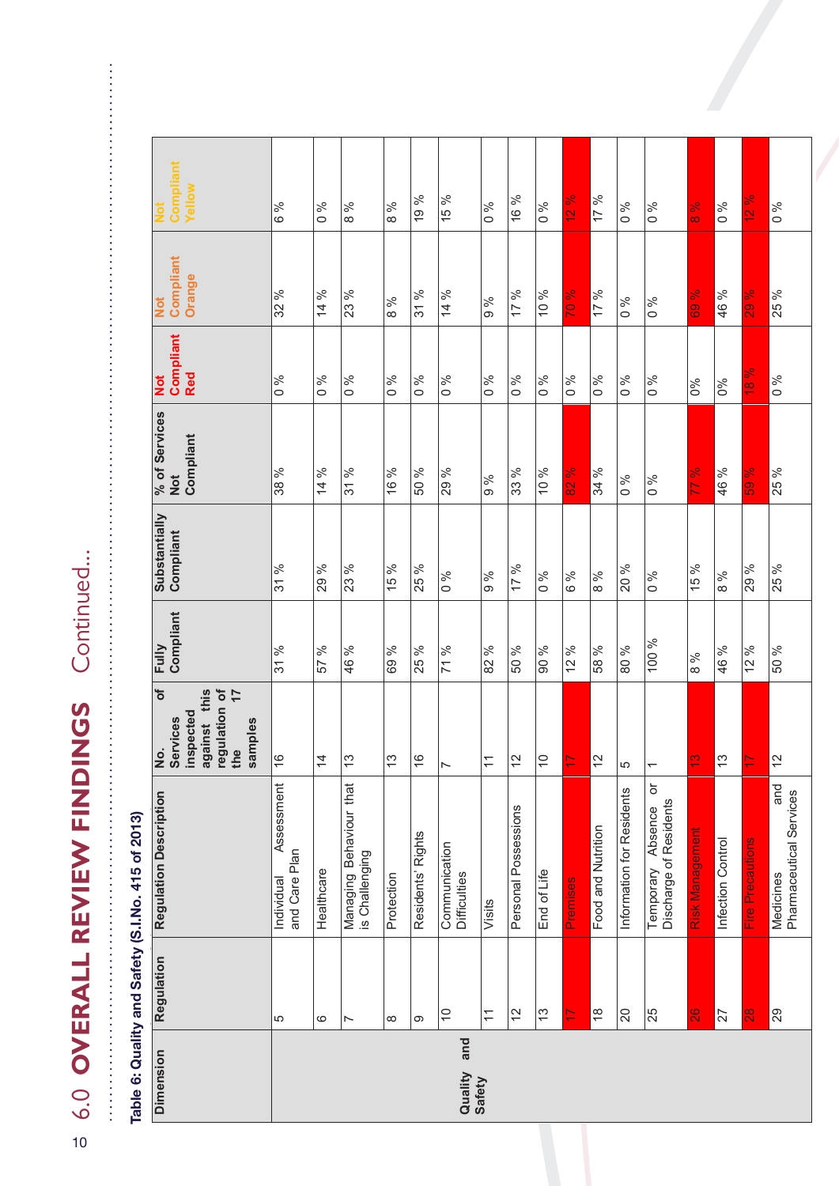# 6.0 OVERALL REVIEW FINDINGS Continued...

**Table 6: Quality and Safety (S.I.No. 415 of 2013)**

| Dimension | Regulation | Regulation Description | No. of Services inspected against this regulation of the 17 samples | Fully Compliant | Substantially Compliant | % of Services Not Compliant | Not Compliant Red | Not Compliant Orange | Not Compliant Yellow |
|---|---|---|---|---|---|---|---|---|---|
| Quality and Safety | 5 | Individual Assessment and Care Plan | 16 | 31 % | 31 % | 38 % | 0 % | 32 % | 6 % |
| | 6 | Healthcare | 14 | 57 % | 29 % | 14 % | 0 % | 14 % | 0 % |
| | 7 | Managing Behaviour that is Challenging | 13 | 46 % | 23 % | 31 % | 0 % | 23 % | 8 % |
| | 8 | Protection | 13 | 69 % | 15 % | 16 % | 0 % | 8 % | 8 % |
| | 9 | Residents' Rights | 16 | 25 % | 25 % | 50 % | 0 % | 31 % | 19 % |
| | 10 | Communication Difficulties | 7 | 71 % | 0 % | 29 % | 0 % | 14 % | 15 % |
| | 11 | Visits | 11 | 82 % | 9 % | 9 % | 0 % | 9 % | 0 % |
| | 12 | Personal Possessions | 12 | 50 % | 17 % | 33 % | 0 % | 17 % | 16 % |
| | 13 | End of Life | 10 | 90 % | 0 % | 10 % | 0 % | 10 % | 0 % |
| | 17 | Premises | 17 | 12 % | 6 % | 82 % | 0 % | 70 % | 12 % |
| | 18 | Food and Nutrition | 12 | 58 % | 8 % | 34 % | 0 % | 17 % | 17 % |
| | 20 | Information for Residents | 5 | 80 % | 20 % | 0 % | 0 % | 0 % | 0 % |
| | 25 | Temporary Absence or Discharge of Residents | 1 | 100 % | 0 % | 0 % | 0 % | 0 % | 0 % |
| | 26 | Risk Management | 13 | 8 % | 15 % | 77 % | 0% | 69 % | 8 % |
| | 27 | Infection Control | 13 | 46 % | 8 % | 46 % | 0% | 46 % | 0 % |
| | 28 | Fire Precautions | 17 | 12 % | 29 % | 59 % | 18 % | 29 % | 12 % |
| | 29 | Medicines and Pharmaceutical Services | 12 | 50 % | 25 % | 25 % | 0 % | 25 % | 0 % |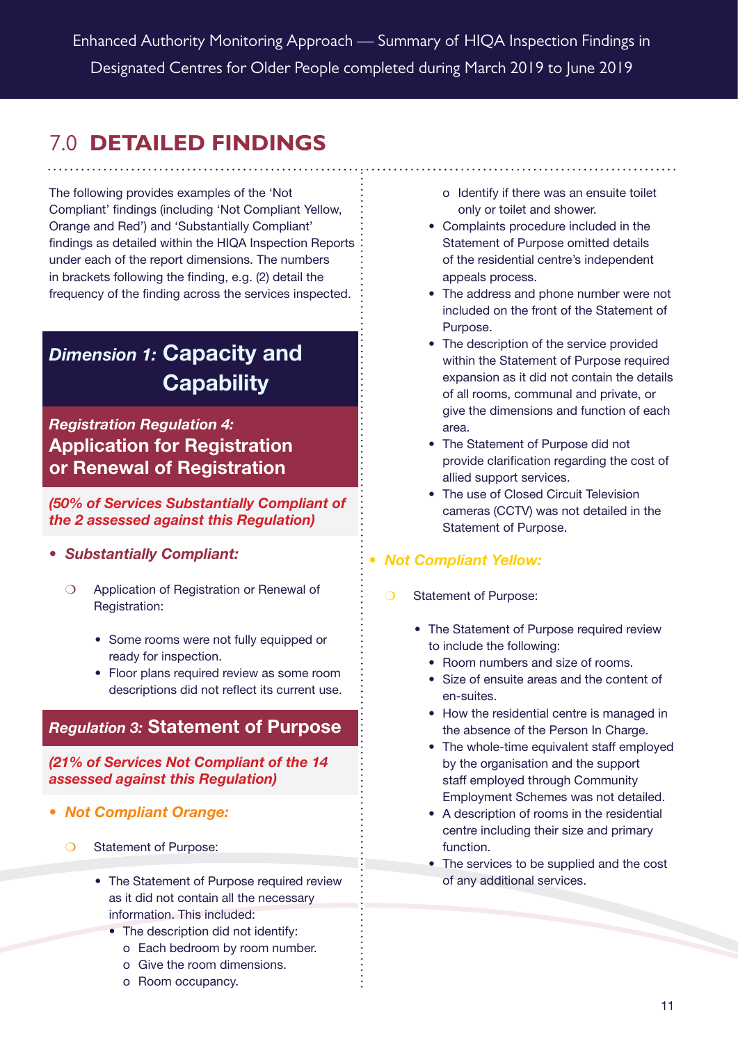## 7.0 DETAILED FINDINGS

The following provides examples of the 'Not Compliant' findings (including 'Not Compliant Yellow, Orange and Red') and 'Substantially Compliant' findings as detailed within the HIQA Inspection Reports under each of the report dimensions. The numbers in brackets following the finding, e.g. (2) detail the frequency of the finding across the services inspected.

## *Dimension 1:* Capacity and Capability

### *Registration Regulation 4:* Application for Registration or Renewal of Registration

***(50% of Services Substantially Compliant of the 2 assessed against this Regulation)***

- ***Substantially Compliant:***
  - Application of Registration or Renewal of Registration:
    - Some rooms were not fully equipped or ready for inspection.
    - Floor plans required review as some room descriptions did not reflect its current use.

### *Regulation 3:* Statement of Purpose

***(21% of Services Not Compliant of the 14 assessed against this Regulation)***

- ***Not Compliant Orange:***
  - Statement of Purpose:
    - The Statement of Purpose required review as it did not contain all the necessary information. This included:
      - The description did not identify:
        - Each bedroom by room number.
        - Give the room dimensions.
        - Room occupancy.
        - Identify if there was an ensuite toilet only or toilet and shower.
    - Complaints procedure included in the Statement of Purpose omitted details of the residential centre's independent appeals process.
    - The address and phone number were not included on the front of the Statement of Purpose.
    - The description of the service provided within the Statement of Purpose required expansion as it did not contain the details of all rooms, communal and private, or give the dimensions and function of each area.
    - The Statement of Purpose did not provide clarification regarding the cost of allied support services.
    - The use of Closed Circuit Television cameras (CCTV) was not detailed in the Statement of Purpose.

- ***Not Compliant Yellow:***
  - Statement of Purpose:
    - The Statement of Purpose required review to include the following:
      - Room numbers and size of rooms.
      - Size of ensuite areas and the content of en-suites.
      - How the residential centre is managed in the absence of the Person In Charge.
      - The whole-time equivalent staff employed by the organisation and the support staff employed through Community Employment Schemes was not detailed.
      - A description of rooms in the residential centre including their size and primary function.
      - The services to be supplied and the cost of any additional services.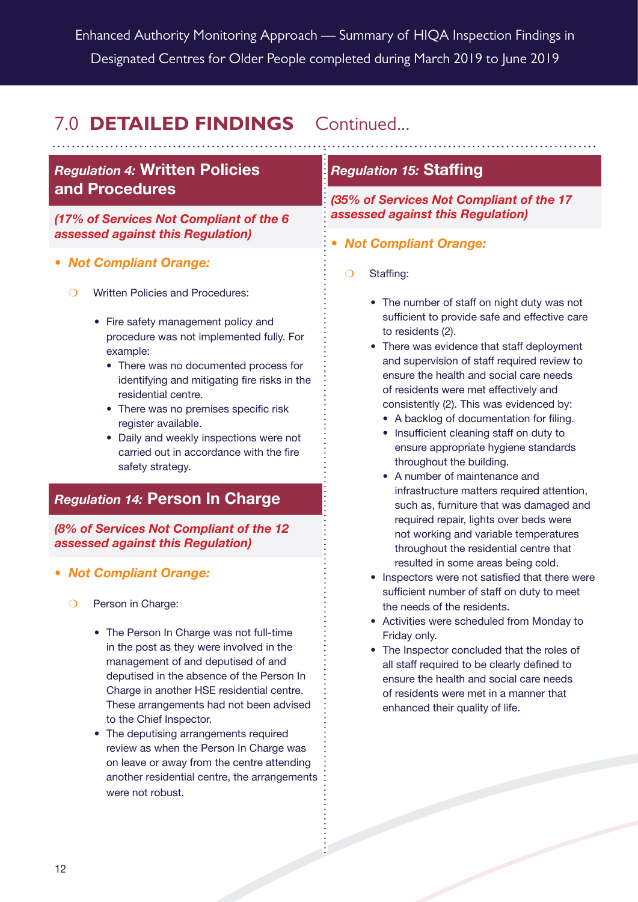## 7.0 DETAILED FINDINGS Continued...

### *Regulation 4:* Written Policies and Procedures

***(17% of Services Not Compliant of the 6 assessed against this Regulation)***

- ***Not Compliant Orange:***
  - Written Policies and Procedures:
    - Fire safety management policy and procedure was not implemented fully. For example:
      - There was no documented process for identifying and mitigating fire risks in the residential centre.
      - There was no premises specific risk register available.
      - Daily and weekly inspections were not carried out in accordance with the fire safety strategy.

### *Regulation 14:* Person In Charge

***(8% of Services Not Compliant of the 12 assessed against this Regulation)***

- ***Not Compliant Orange:***
  - Person in Charge:
    - The Person In Charge was not full-time in the post as they were involved in the management of and deputised of and deputised in the absence of the Person In Charge in another HSE residential centre. These arrangements had not been advised to the Chief Inspector.
    - The deputising arrangements required review as when the Person In Charge was on leave or away from the centre attending another residential centre, the arrangements were not robust.

### *Regulation 15:* Staffing

***(35% of Services Not Compliant of the 17 assessed against this Regulation)***

- ***Not Compliant Orange:***
  - Staffing:
    - The number of staff on night duty was not sufficient to provide safe and effective care to residents (2).
    - There was evidence that staff deployment and supervision of staff required review to ensure the health and social care needs of residents were met effectively and consistently (2). This was evidenced by:
      - A backlog of documentation for filing.
      - Insufficient cleaning staff on duty to ensure appropriate hygiene standards throughout the building.
      - A number of maintenance and infrastructure matters required attention, such as, furniture that was damaged and required repair, lights over beds were not working and variable temperatures throughout the residential centre that resulted in some areas being cold.
    - Inspectors were not satisfied that there were sufficient number of staff on duty to meet the needs of the residents.
    - Activities were scheduled from Monday to Friday only.
    - The Inspector concluded that the roles of all staff required to be clearly defined to ensure the health and social care needs of residents were met in a manner that enhanced their quality of life.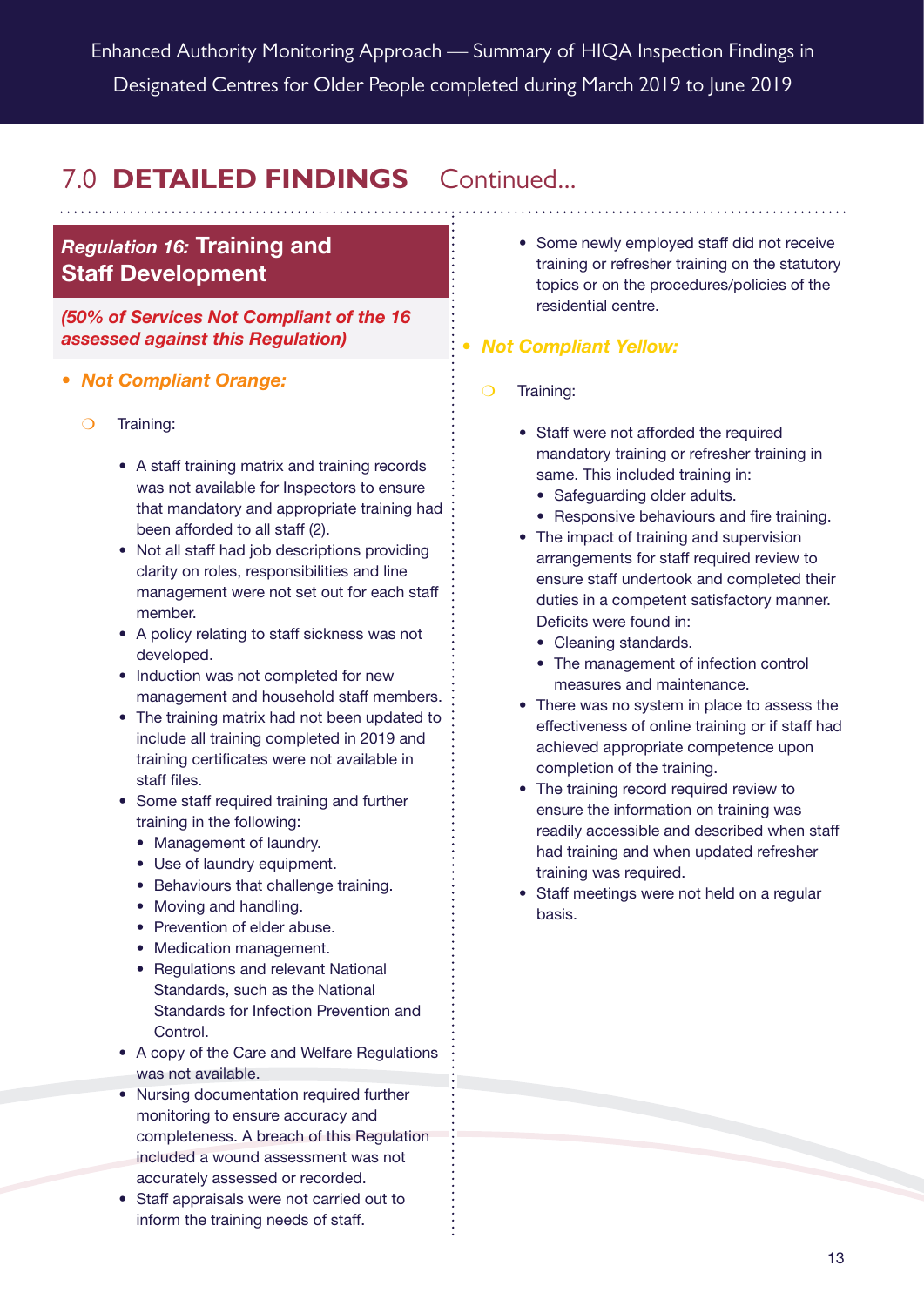## 7.0 DETAILED FINDINGS Continued...

### *Regulation 16:* Training and Staff Development

***(50% of Services Not Compliant of the 16 assessed against this Regulation)***

- ***Not Compliant Orange:***
  - Training:
    - A staff training matrix and training records was not available for Inspectors to ensure that mandatory and appropriate training had been afforded to all staff (2).
    - Not all staff had job descriptions providing clarity on roles, responsibilities and line management were not set out for each staff member.
    - A policy relating to staff sickness was not developed.
    - Induction was not completed for new management and household staff members.
    - The training matrix had not been updated to include all training completed in 2019 and training certificates were not available in staff files.
    - Some staff required training and further training in the following:
      - Management of laundry.
      - Use of laundry equipment.
      - Behaviours that challenge training.
      - Moving and handling.
      - Prevention of elder abuse.
      - Medication management.
      - Regulations and relevant National Standards, such as the National Standards for Infection Prevention and Control.
    - A copy of the Care and Welfare Regulations was not available.
    - Nursing documentation required further monitoring to ensure accuracy and completeness. A breach of this Regulation included a wound assessment was not accurately assessed or recorded.
    - Staff appraisals were not carried out to inform the training needs of staff.
    - Some newly employed staff did not receive training or refresher training on the statutory topics or on the procedures/policies of the residential centre.

- ***Not Compliant Yellow:***
  - Training:
    - Staff were not afforded the required mandatory training or refresher training in same. This included training in:
      - Safeguarding older adults.
      - Responsive behaviours and fire training.
    - The impact of training and supervision arrangements for staff required review to ensure staff undertook and completed their duties in a competent satisfactory manner. Deficits were found in:
      - Cleaning standards.
      - The management of infection control measures and maintenance.
    - There was no system in place to assess the effectiveness of online training or if staff had achieved appropriate competence upon completion of the training.
    - The training record required review to ensure the information on training was readily accessible and described when staff had training and when updated refresher training was required.
    - Staff meetings were not held on a regular basis.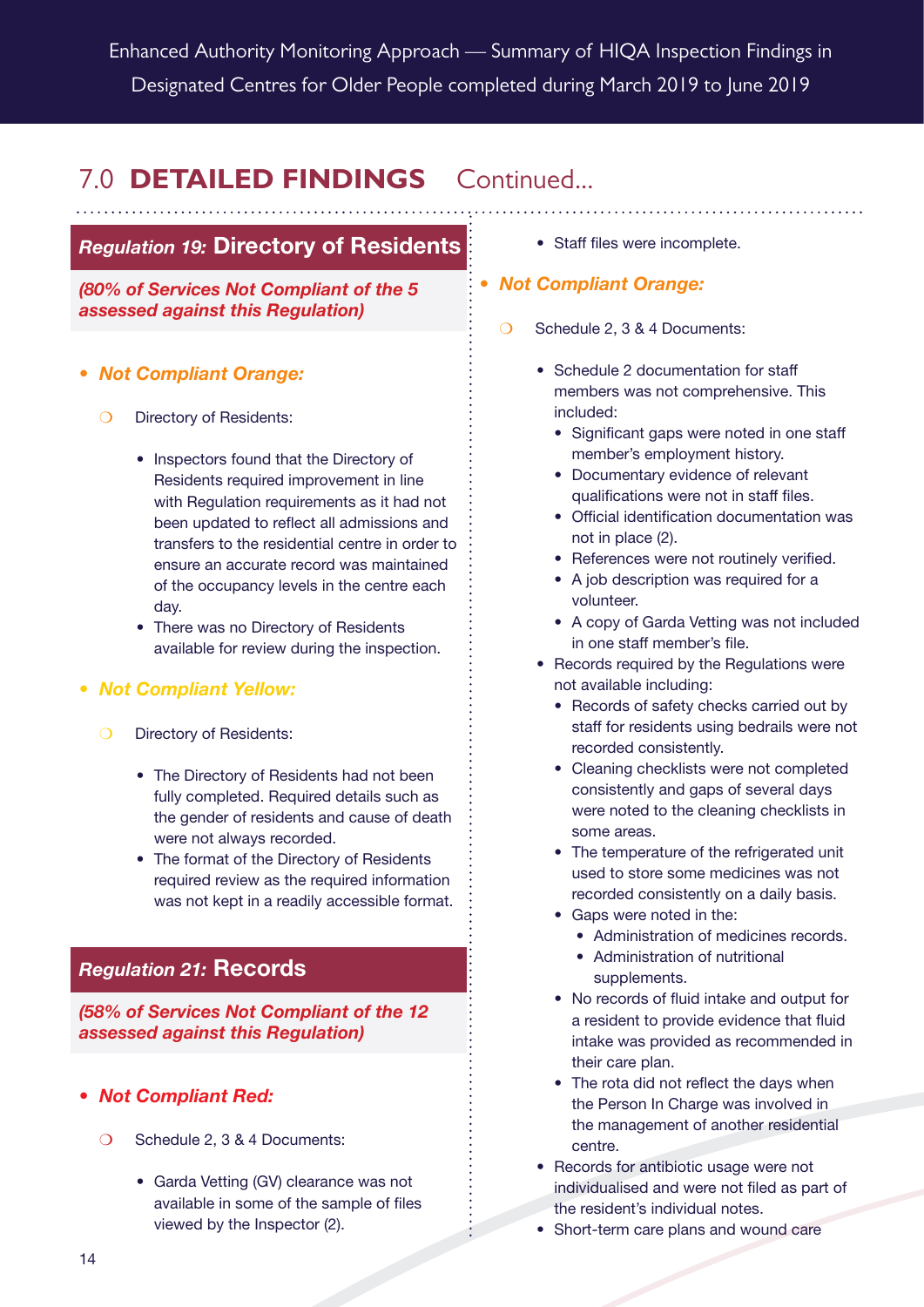## 7.0 DETAILED FINDINGS Continued...

### *Regulation 19:* Directory of Residents

***(80% of Services Not Compliant of the 5 assessed against this Regulation)***

- ***Not Compliant Orange:***
  - Directory of Residents:
    - Inspectors found that the Directory of Residents required improvement in line with Regulation requirements as it had not been updated to reflect all admissions and transfers to the residential centre in order to ensure an accurate record was maintained of the occupancy levels in the centre each day.
    - There was no Directory of Residents available for review during the inspection.

- ***Not Compliant Yellow:***
  - Directory of Residents:
    - The Directory of Residents had not been fully completed. Required details such as the gender of residents and cause of death were not always recorded.
    - The format of the Directory of Residents required review as the required information was not kept in a readily accessible format.

### *Regulation 21:* Records

***(58% of Services Not Compliant of the 12 assessed against this Regulation)***

- ***Not Compliant Red:***
  - Schedule 2, 3 & 4 Documents:
    - Garda Vetting (GV) clearance was not available in some of the sample of files viewed by the Inspector (2).
    - Staff files were incomplete.

- ***Not Compliant Orange:***
  - Schedule 2, 3 & 4 Documents:
    - Schedule 2 documentation for staff members was not comprehensive. This included:
      - Significant gaps were noted in one staff member's employment history.
      - Documentary evidence of relevant qualifications were not in staff files.
      - Official identification documentation was not in place (2).
      - References were not routinely verified.
      - A job description was required for a volunteer.
      - A copy of Garda Vetting was not included in one staff member's file.
    - Records required by the Regulations were not available including:
      - Records of safety checks carried out by staff for residents using bedrails were not recorded consistently.
      - Cleaning checklists were not completed consistently and gaps of several days were noted to the cleaning checklists in some areas.
      - The temperature of the refrigerated unit used to store some medicines was not recorded consistently on a daily basis.
      - Gaps were noted in the:
        - Administration of medicines records.
        - Administration of nutritional supplements.
      - No records of fluid intake and output for a resident to provide evidence that fluid intake was provided as recommended in their care plan.
      - The rota did not reflect the days when the Person In Charge was involved in the management of another residential centre.
    - Records for antibiotic usage were not individualised and were not filed as part of the resident's individual notes.
    - Short-term care plans and wound care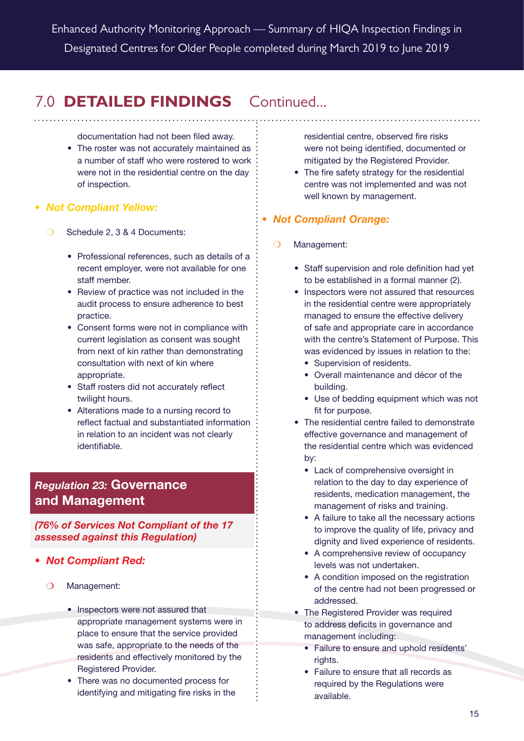## 7.0 DETAILED FINDINGS Continued...

documentation had not been filed away.

- The roster was not accurately maintained as a number of staff who were rostered to work were not in the residential centre on the day of inspection.

- ***Not Compliant Yellow:***
  - Schedule 2, 3 & 4 Documents:
    - Professional references, such as details of a recent employer, were not available for one staff member.
    - Review of practice was not included in the audit process to ensure adherence to best practice.
    - Consent forms were not in compliance with current legislation as consent was sought from next of kin rather than demonstrating consultation with next of kin where appropriate.
    - Staff rosters did not accurately reflect twilight hours.
    - Alterations made to a nursing record to reflect factual and substantiated information in relation to an incident was not clearly identifiable.

### *Regulation 23:* Governance and Management

***(76% of Services Not Compliant of the 17 assessed against this Regulation)***

- ***Not Compliant Red:***
  - Management:
    - Inspectors were not assured that appropriate management systems were in place to ensure that the service provided was safe, appropriate to the needs of the residents and effectively monitored by the Registered Provider.
    - There was no documented process for identifying and mitigating fire risks in the residential centre, observed fire risks were not being identified, documented or mitigated by the Registered Provider.
    - The fire safety strategy for the residential centre was not implemented and was not well known by management.

- ***Not Compliant Orange:***
  - Management:
    - Staff supervision and role definition had yet to be established in a formal manner (2).
    - Inspectors were not assured that resources in the residential centre were appropriately managed to ensure the effective delivery of safe and appropriate care in accordance with the centre's Statement of Purpose. This was evidenced by issues in relation to the:
      - Supervision of residents.
      - Overall maintenance and décor of the building.
      - Use of bedding equipment which was not fit for purpose.
    - The residential centre failed to demonstrate effective governance and management of the residential centre which was evidenced by:
      - Lack of comprehensive oversight in relation to the day to day experience of residents, medication management, the management of risks and training.
      - A failure to take all the necessary actions to improve the quality of life, privacy and dignity and lived experience of residents.
      - A comprehensive review of occupancy levels was not undertaken.
      - A condition imposed on the registration of the centre had not been progressed or addressed.
    - The Registered Provider was required to address deficits in governance and management including:
      - Failure to ensure and uphold residents' rights.
      - Failure to ensure that all records as required by the Regulations were available.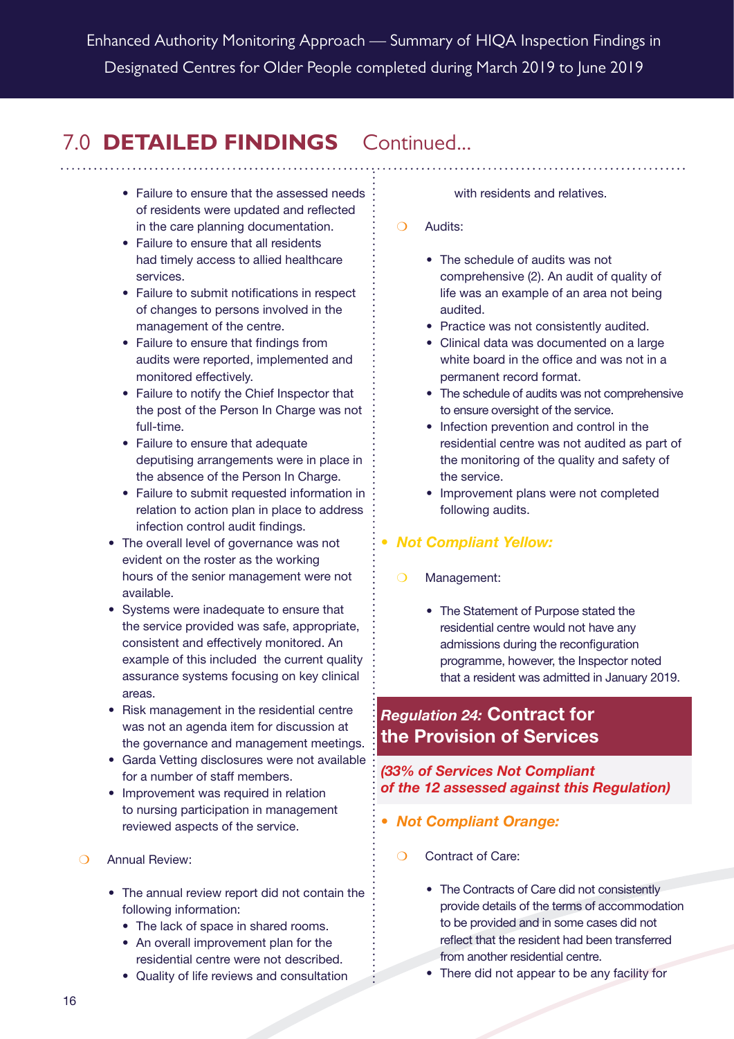## 7.0 DETAILED FINDINGS Continued...

  - Failure to ensure that the assessed needs of residents were updated and reflected in the care planning documentation.
  - Failure to ensure that all residents had timely access to allied healthcare services.
  - Failure to submit notifications in respect of changes to persons involved in the management of the centre.
  - Failure to ensure that findings from audits were reported, implemented and monitored effectively.
  - Failure to notify the Chief Inspector that the post of the Person In Charge was not full-time.
  - Failure to ensure that adequate deputising arrangements were in place in the absence of the Person In Charge.
  - Failure to submit requested information in relation to action plan in place to address infection control audit findings.
- The overall level of governance was not evident on the roster as the working hours of the senior management were not available.
- Systems were inadequate to ensure that the service provided was safe, appropriate, consistent and effectively monitored. An example of this included the current quality assurance systems focusing on key clinical areas.
- Risk management in the residential centre was not an agenda item for discussion at the governance and management meetings.
- Garda Vetting disclosures were not available for a number of staff members.
- Improvement was required in relation to nursing participation in management reviewed aspects of the service.

○ Annual Review:

- The annual review report did not contain the following information:
  - The lack of space in shared rooms.
  - An overall improvement plan for the residential centre were not described.
  - Quality of life reviews and consultation with residents and relatives.

○ Audits:

- The schedule of audits was not comprehensive (2). An audit of quality of life was an example of an area not being audited.
- Practice was not consistently audited.
- Clinical data was documented on a large white board in the office and was not in a permanent record format.
- The schedule of audits was not comprehensive to ensure oversight of the service.
- Infection prevention and control in the residential centre was not audited as part of the monitoring of the quality and safety of the service.
- Improvement plans were not completed following audits.

- ***Not Compliant Yellow:***

○ Management:

- The Statement of Purpose stated the residential centre would not have any admissions during the reconfiguration programme, however, the Inspector noted that a resident was admitted in January 2019.

### *Regulation 24:* Contract for the Provision of Services

***(33% of Services Not Compliant of the 12 assessed against this Regulation)***

- ***Not Compliant Orange:***

○ Contract of Care:

- The Contracts of Care did not consistently provide details of the terms of accommodation to be provided and in some cases did not reflect that the resident had been transferred from another residential centre.
- There did not appear to be any facility for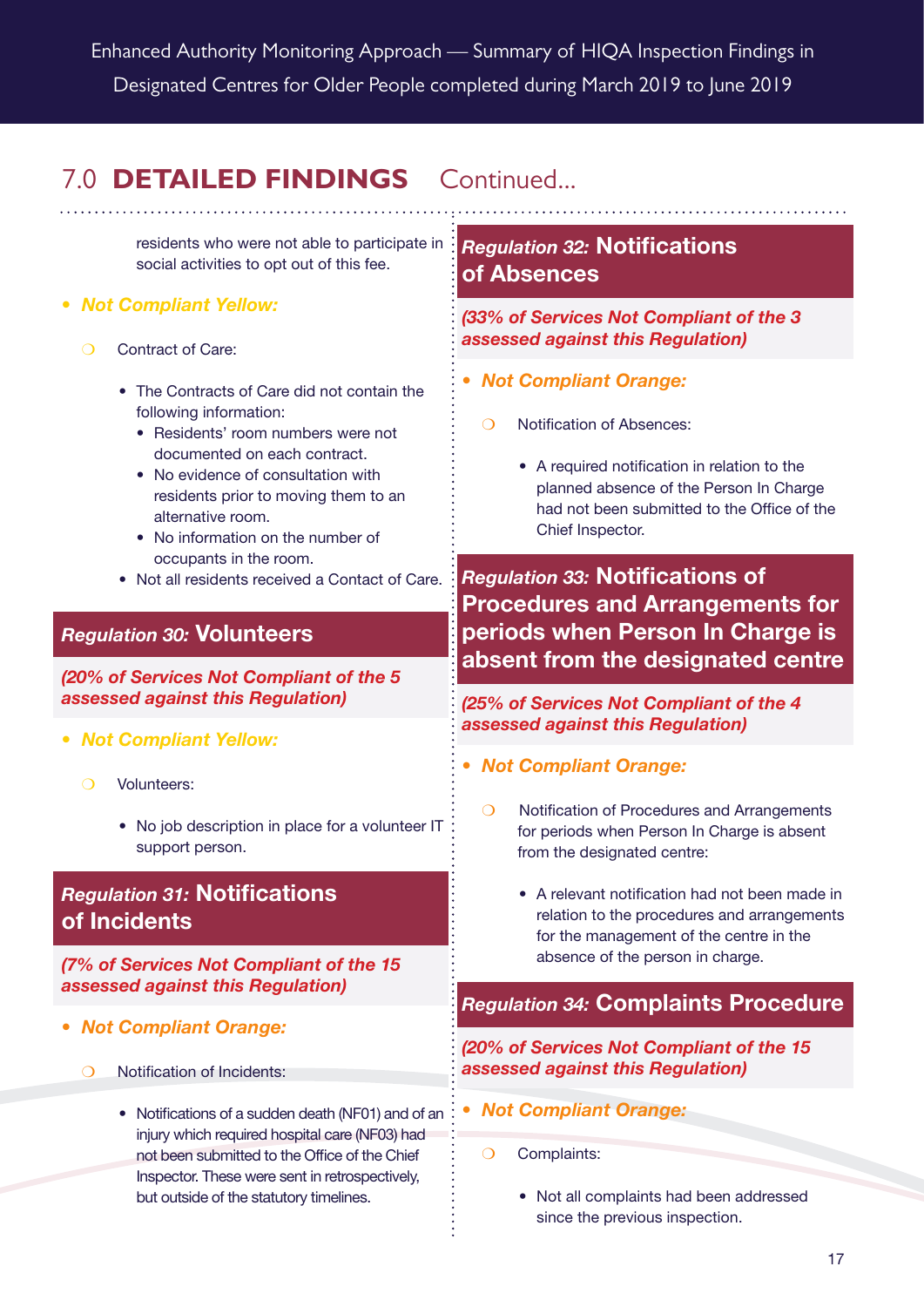## 7.0 DETAILED FINDINGS Continued...

residents who were not able to participate in social activities to opt out of this fee.

- ***Not Compliant Yellow:***
  - Contract of Care:
    - The Contracts of Care did not contain the following information:
      - Residents' room numbers were not documented on each contract.
      - No evidence of consultation with residents prior to moving them to an alternative room.
      - No information on the number of occupants in the room.
    - Not all residents received a Contact of Care.

### *Regulation 30:* Volunteers

***(20% of Services Not Compliant of the 5 assessed against this Regulation)***

- ***Not Compliant Yellow:***
  - Volunteers:
    - No job description in place for a volunteer IT support person.

### *Regulation 31:* Notifications of Incidents

***(7% of Services Not Compliant of the 15 assessed against this Regulation)***

- ***Not Compliant Orange:***
  - Notification of Incidents:
    - Notifications of a sudden death (NF01) and of an injury which required hospital care (NF03) had not been submitted to the Office of the Chief Inspector. These were sent in retrospectively, but outside of the statutory timelines.

### *Regulation 32:* Notifications of Absences

***(33% of Services Not Compliant of the 3 assessed against this Regulation)***

- ***Not Compliant Orange:***
  - Notification of Absences:
    - A required notification in relation to the planned absence of the Person In Charge had not been submitted to the Office of the Chief Inspector.

### *Regulation 33:* Notifications of Procedures and Arrangements for periods when Person In Charge is absent from the designated centre

***(25% of Services Not Compliant of the 4 assessed against this Regulation)***

- ***Not Compliant Orange:***
  - Notification of Procedures and Arrangements for periods when Person In Charge is absent from the designated centre:
    - A relevant notification had not been made in relation to the procedures and arrangements for the management of the centre in the absence of the person in charge.

### *Regulation 34:* Complaints Procedure

***(20% of Services Not Compliant of the 15 assessed against this Regulation)***

- ***Not Compliant Orange:***
  - Complaints:
    - Not all complaints had been addressed since the previous inspection.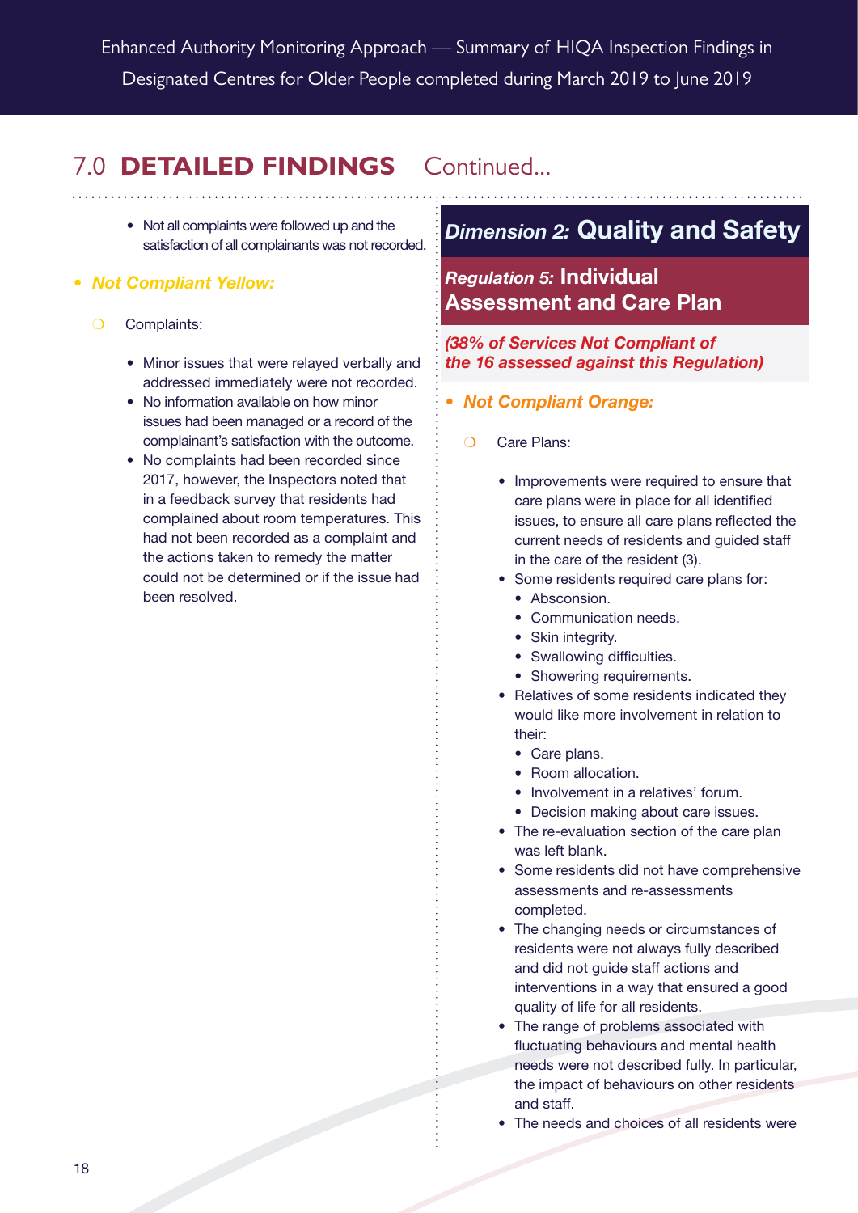## 7.0 **DETAILED FINDINGS** Continued...

- Not all complaints were followed up and the satisfaction of all complainants was not recorded.

- ***Not Compliant Yellow:***
  - Complaints:
    - Minor issues that were relayed verbally and addressed immediately were not recorded.
    - No information available on how minor issues had been managed or a record of the complainant's satisfaction with the outcome.
    - No complaints had been recorded since 2017, however, the Inspectors noted that in a feedback survey that residents had complained about room temperatures. This had not been recorded as a complaint and the actions taken to remedy the matter could not be determined or if the issue had been resolved.

## *Dimension 2:* Quality and Safety

### *Regulation 5:* Individual Assessment and Care Plan

***(38% of Services Not Compliant of the 16 assessed against this Regulation)***

- ***Not Compliant Orange:***
  - Care Plans:
    - Improvements were required to ensure that care plans were in place for all identified issues, to ensure all care plans reflected the current needs of residents and guided staff in the care of the resident (3).
    - Some residents required care plans for:
      - Absconsion.
      - Communication needs.
      - Skin integrity.
      - Swallowing difficulties.
      - Showering requirements.
    - Relatives of some residents indicated they would like more involvement in relation to their:
      - Care plans.
      - Room allocation.
      - Involvement in a relatives' forum.
      - Decision making about care issues.
    - The re-evaluation section of the care plan was left blank.
    - Some residents did not have comprehensive assessments and re-assessments completed.
    - The changing needs or circumstances of residents were not always fully described and did not guide staff actions and interventions in a way that ensured a good quality of life for all residents.
    - The range of problems associated with fluctuating behaviours and mental health needs were not described fully. In particular, the impact of behaviours on other residents and staff.
    - The needs and choices of all residents were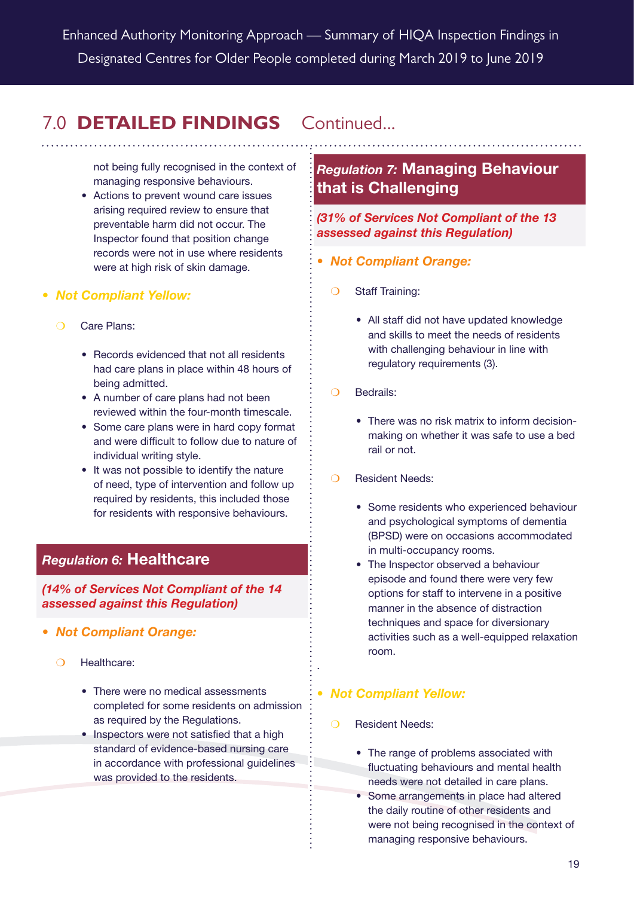## 7.0 DETAILED FINDINGS Continued...

not being fully recognised in the context of managing responsive behaviours.

- Actions to prevent wound care issues arising required review to ensure that preventable harm did not occur. The Inspector found that position change records were not in use where residents were at high risk of skin damage.

- ***Not Compliant Yellow:***
  - Care Plans:
    - Records evidenced that not all residents had care plans in place within 48 hours of being admitted.
    - A number of care plans had not been reviewed within the four-month timescale.
    - Some care plans were in hard copy format and were difficult to follow due to nature of individual writing style.
    - It was not possible to identify the nature of need, type of intervention and follow up required by residents, this included those for residents with responsive behaviours.

### *Regulation 6:* Healthcare

***(14% of Services Not Compliant of the 14 assessed against this Regulation)***

- ***Not Compliant Orange:***
  - Healthcare:
    - There were no medical assessments completed for some residents on admission as required by the Regulations.
    - Inspectors were not satisfied that a high standard of evidence-based nursing care in accordance with professional guidelines was provided to the residents.

### *Regulation 7:* Managing Behaviour that is Challenging

***(31% of Services Not Compliant of the 13 assessed against this Regulation)***

- ***Not Compliant Orange:***
  - Staff Training:
    - All staff did not have updated knowledge and skills to meet the needs of residents with challenging behaviour in line with regulatory requirements (3).
  - Bedrails:
    - There was no risk matrix to inform decision-making on whether it was safe to use a bed rail or not.
  - Resident Needs:
    - Some residents who experienced behaviour and psychological symptoms of dementia (BPSD) were on occasions accommodated in multi-occupancy rooms.
    - The Inspector observed a behaviour episode and found there were very few options for staff to intervene in a positive manner in the absence of distraction techniques and space for diversionary activities such as a well-equipped relaxation room.

- ***Not Compliant Yellow:***
  - Resident Needs:
    - The range of problems associated with fluctuating behaviours and mental health needs were not detailed in care plans.
    - Some arrangements in place had altered the daily routine of other residents and were not being recognised in the context of managing responsive behaviours.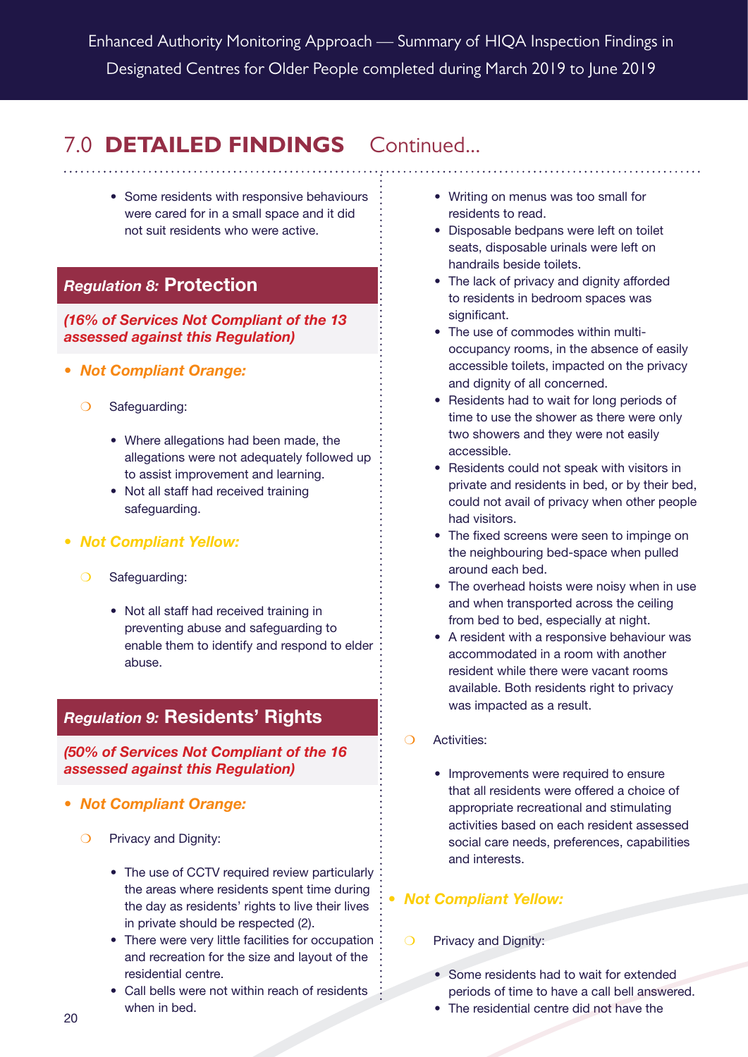## 7.0 DETAILED FINDINGS Continued...

- Some residents with responsive behaviours were cared for in a small space and it did not suit residents who were active.

### *Regulation 8:* Protection

***(16% of Services Not Compliant of the 13 assessed against this Regulation)***

- ***Not Compliant Orange:***
  - Safeguarding:
    - Where allegations had been made, the allegations were not adequately followed up to assist improvement and learning.
    - Not all staff had received training safeguarding.
- ***Not Compliant Yellow:***
  - Safeguarding:
    - Not all staff had received training in preventing abuse and safeguarding to enable them to identify and respond to elder abuse.

### *Regulation 9:* Residents' Rights

***(50% of Services Not Compliant of the 16 assessed against this Regulation)***

- ***Not Compliant Orange:***
  - Privacy and Dignity:
    - The use of CCTV required review particularly the areas where residents spent time during the day as residents' rights to live their lives in private should be respected (2).
    - There were very little facilities for occupation and recreation for the size and layout of the residential centre.
    - Call bells were not within reach of residents when in bed.
    - Writing on menus was too small for residents to read.
    - Disposable bedpans were left on toilet seats, disposable urinals were left on handrails beside toilets.
    - The lack of privacy and dignity afforded to residents in bedroom spaces was significant.
    - The use of commodes within multi-occupancy rooms, in the absence of easily accessible toilets, impacted on the privacy and dignity of all concerned.
    - Residents had to wait for long periods of time to use the shower as there were only two showers and they were not easily accessible.
    - Residents could not speak with visitors in private and residents in bed, or by their bed, could not avail of privacy when other people had visitors.
    - The fixed screens were seen to impinge on the neighbouring bed-space when pulled around each bed.
    - The overhead hoists were noisy when in use and when transported across the ceiling from bed to bed, especially at night.
    - A resident with a responsive behaviour was accommodated in a room with another resident while there were vacant rooms available. Both residents right to privacy was impacted as a result.
  - Activities:
    - Improvements were required to ensure that all residents were offered a choice of appropriate recreational and stimulating activities based on each resident assessed social care needs, preferences, capabilities and interests.
- ***Not Compliant Yellow:***
  - Privacy and Dignity:
    - Some residents had to wait for extended periods of time to have a call bell answered.
    - The residential centre did not have the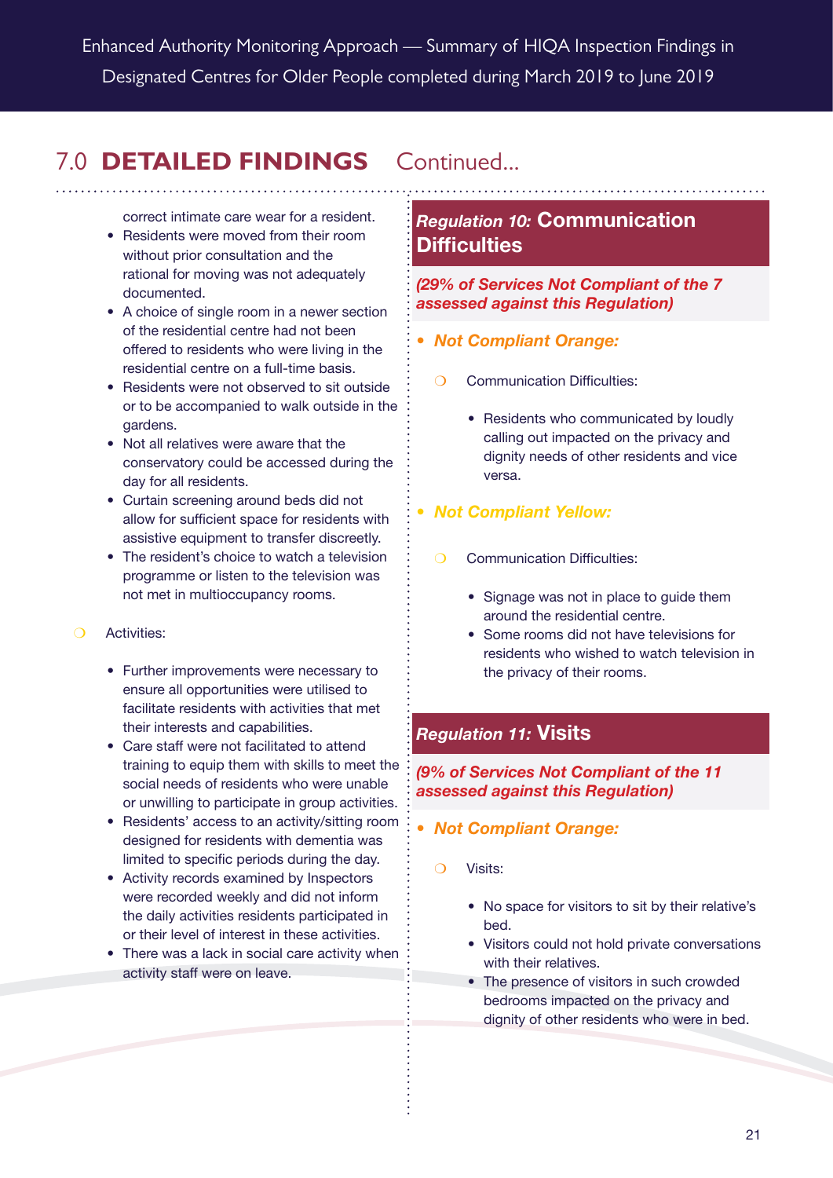## 7.0 DETAILED FINDINGS Continued...

correct intimate care wear for a resident.

- Residents were moved from their room without prior consultation and the rational for moving was not adequately documented.
- A choice of single room in a newer section of the residential centre had not been offered to residents who were living in the residential centre on a full-time basis.
- Residents were not observed to sit outside or to be accompanied to walk outside in the gardens.
- Not all relatives were aware that the conservatory could be accessed during the day for all residents.
- Curtain screening around beds did not allow for sufficient space for residents with assistive equipment to transfer discreetly.
- The resident's choice to watch a television programme or listen to the television was not met in multioccupancy rooms.

- Activities:
  - Further improvements were necessary to ensure all opportunities were utilised to facilitate residents with activities that met their interests and capabilities.
  - Care staff were not facilitated to attend training to equip them with skills to meet the social needs of residents who were unable or unwilling to participate in group activities.
  - Residents' access to an activity/sitting room designed for residents with dementia was limited to specific periods during the day.
  - Activity records examined by Inspectors were recorded weekly and did not inform the daily activities residents participated in or their level of interest in these activities.
  - There was a lack in social care activity when activity staff were on leave.

### *Regulation 10:* Communication Difficulties

***(29% of Services Not Compliant of the 7 assessed against this Regulation)***

- ***Not Compliant Orange:***
  - Communication Difficulties:
    - Residents who communicated by loudly calling out impacted on the privacy and dignity needs of other residents and vice versa.
- ***Not Compliant Yellow:***
  - Communication Difficulties:
    - Signage was not in place to guide them around the residential centre.
    - Some rooms did not have televisions for residents who wished to watch television in the privacy of their rooms.

### *Regulation 11:* Visits

***(9% of Services Not Compliant of the 11 assessed against this Regulation)***

- ***Not Compliant Orange:***
  - Visits:
    - No space for visitors to sit by their relative's bed.
    - Visitors could not hold private conversations with their relatives.
    - The presence of visitors in such crowded bedrooms impacted on the privacy and dignity of other residents who were in bed.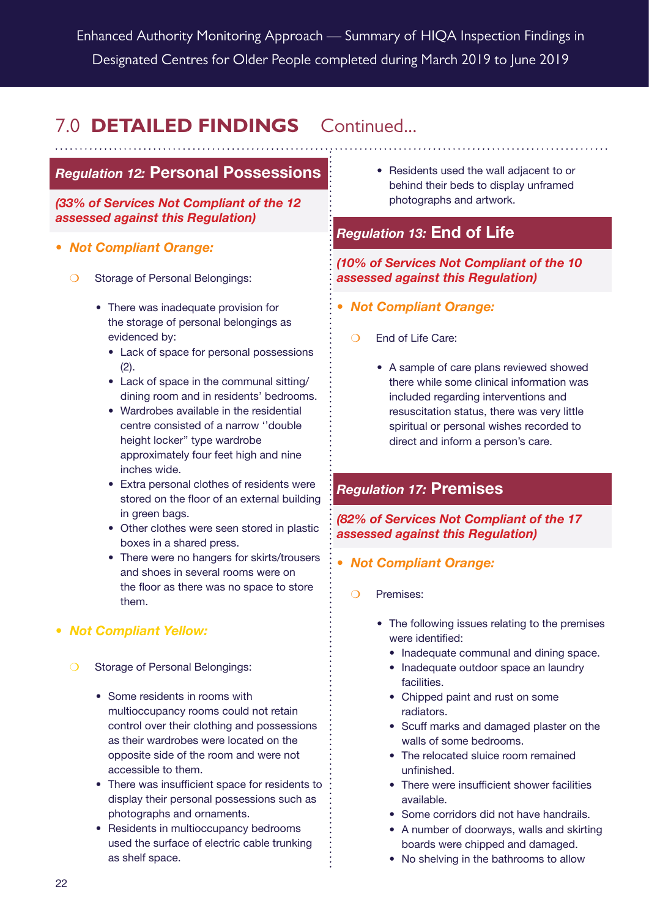## 7.0 **DETAILED FINDINGS** Continued...

### *Regulation 12:* Personal Possessions

***(33% of Services Not Compliant of the 12 assessed against this Regulation)***

- ***Not Compliant Orange:***
  - Storage of Personal Belongings:
    - There was inadequate provision for the storage of personal belongings as evidenced by:
      - Lack of space for personal possessions (2).
      - Lack of space in the communal sitting/dining room and in residents' bedrooms.
      - Wardrobes available in the residential centre consisted of a narrow ''double height locker" type wardrobe approximately four feet high and nine inches wide.
      - Extra personal clothes of residents were stored on the floor of an external building in green bags.
      - Other clothes were seen stored in plastic boxes in a shared press.
      - There were no hangers for skirts/trousers and shoes in several rooms were on the floor as there was no space to store them.

- ***Not Compliant Yellow:***
  - Storage of Personal Belongings:
    - Some residents in rooms with multioccupancy rooms could not retain control over their clothing and possessions as their wardrobes were located on the opposite side of the room and were not accessible to them.
    - There was insufficient space for residents to display their personal possessions such as photographs and ornaments.
    - Residents in multioccupancy bedrooms used the surface of electric cable trunking as shelf space.
    - Residents used the wall adjacent to or behind their beds to display unframed photographs and artwork.

### *Regulation 13:* End of Life

***(10% of Services Not Compliant of the 10 assessed against this Regulation)***

- ***Not Compliant Orange:***
  - End of Life Care:
    - A sample of care plans reviewed showed there while some clinical information was included regarding interventions and resuscitation status, there was very little spiritual or personal wishes recorded to direct and inform a person's care.

### *Regulation 17:* Premises

***(82% of Services Not Compliant of the 17 assessed against this Regulation)***

- ***Not Compliant Orange:***
  - Premises:
    - The following issues relating to the premises were identified:
      - Inadequate communal and dining space.
      - Inadequate outdoor space an laundry facilities.
      - Chipped paint and rust on some radiators.
      - Scuff marks and damaged plaster on the walls of some bedrooms.
      - The relocated sluice room remained unfinished.
      - There were insufficient shower facilities available.
      - Some corridors did not have handrails.
      - A number of doorways, walls and skirting boards were chipped and damaged.
      - No shelving in the bathrooms to allow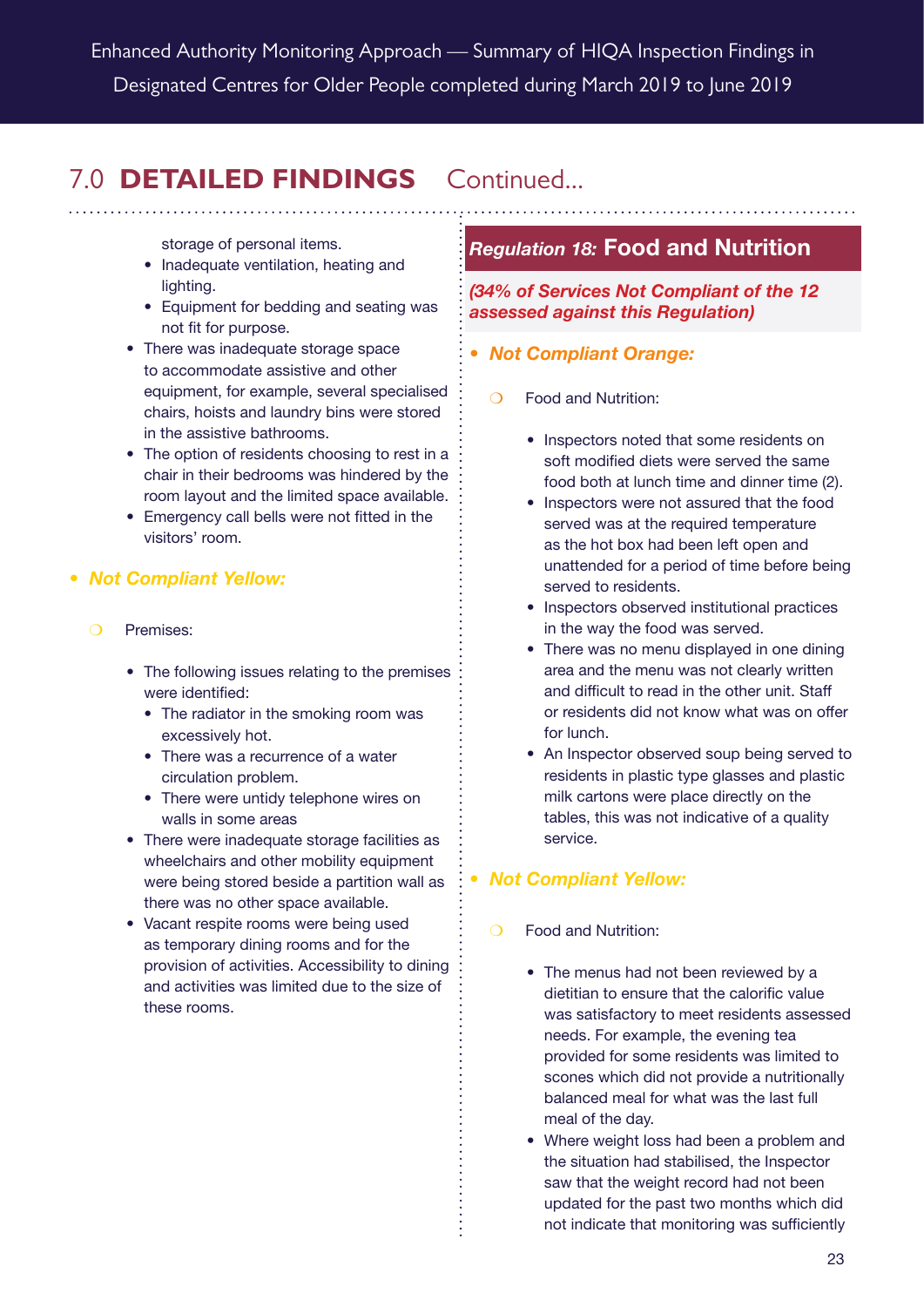## 7.0 DETAILED FINDINGS Continued...

    - storage of personal items.
    - Inadequate ventilation, heating and lighting.
    - Equipment for bedding and seating was not fit for purpose.
  - There was inadequate storage space to accommodate assistive and other equipment, for example, several specialised chairs, hoists and laundry bins were stored in the assistive bathrooms.
  - The option of residents choosing to rest in a chair in their bedrooms was hindered by the room layout and the limited space available.
  - Emergency call bells were not fitted in the visitors' room.

- ***Not Compliant Yellow:***

  - Premises:

    - The following issues relating to the premises were identified:
      - The radiator in the smoking room was excessively hot.
      - There was a recurrence of a water circulation problem.
      - There were untidy telephone wires on walls in some areas
    - There were inadequate storage facilities as wheelchairs and other mobility equipment were being stored beside a partition wall as there was no other space available.
    - Vacant respite rooms were being used as temporary dining rooms and for the provision of activities. Accessibility to dining and activities was limited due to the size of these rooms.

### *Regulation 18:* Food and Nutrition

***(34% of Services Not Compliant of the 12 assessed against this Regulation)***

- ***Not Compliant Orange:***

  - Food and Nutrition:

    - Inspectors noted that some residents on soft modified diets were served the same food both at lunch time and dinner time (2).
    - Inspectors were not assured that the food served was at the required temperature as the hot box had been left open and unattended for a period of time before being served to residents.
    - Inspectors observed institutional practices in the way the food was served.
    - There was no menu displayed in one dining area and the menu was not clearly written and difficult to read in the other unit. Staff or residents did not know what was on offer for lunch.
    - An Inspector observed soup being served to residents in plastic type glasses and plastic milk cartons were place directly on the tables, this was not indicative of a quality service.

- ***Not Compliant Yellow:***

  - Food and Nutrition:

    - The menus had not been reviewed by a dietitian to ensure that the calorific value was satisfactory to meet residents assessed needs. For example, the evening tea provided for some residents was limited to scones which did not provide a nutritionally balanced meal for what was the last full meal of the day.
    - Where weight loss had been a problem and the situation had stabilised, the Inspector saw that the weight record had not been updated for the past two months which did not indicate that monitoring was sufficiently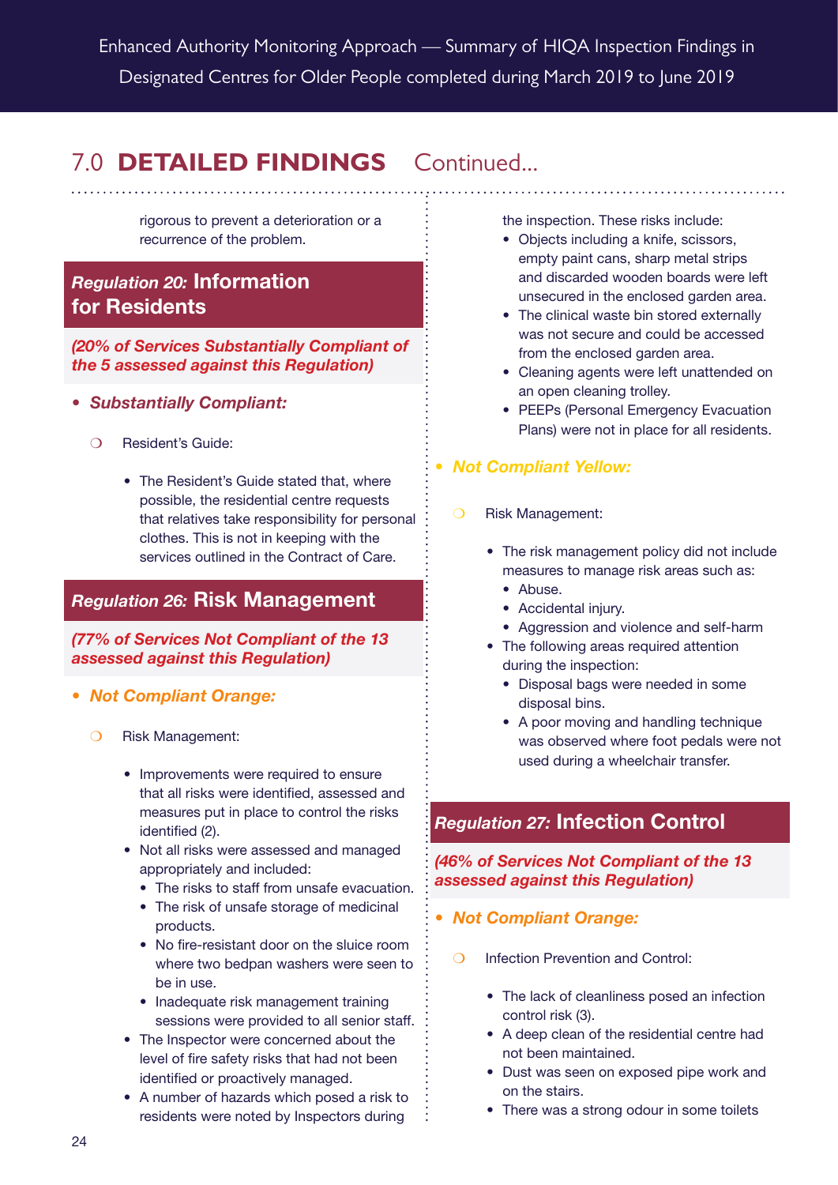## 7.0 DETAILED FINDINGS Continued...

rigorous to prevent a deterioration or a recurrence of the problem.

### *Regulation 20:* Information for Residents

***(20% of Services Substantially Compliant of the 5 assessed against this Regulation)***

- ***Substantially Compliant:***
  - Resident's Guide:
    - The Resident's Guide stated that, where possible, the residential centre requests that relatives take responsibility for personal clothes. This is not in keeping with the services outlined in the Contract of Care.

### *Regulation 26:* Risk Management

***(77% of Services Not Compliant of the 13 assessed against this Regulation)***

- ***Not Compliant Orange:***
  - Risk Management:
    - Improvements were required to ensure that all risks were identified, assessed and measures put in place to control the risks identified (2).
    - Not all risks were assessed and managed appropriately and included:
      - The risks to staff from unsafe evacuation.
      - The risk of unsafe storage of medicinal products.
      - No fire-resistant door on the sluice room where two bedpan washers were seen to be in use.
      - Inadequate risk management training sessions were provided to all senior staff.
    - The Inspector were concerned about the level of fire safety risks that had not been identified or proactively managed.
    - A number of hazards which posed a risk to residents were noted by Inspectors during the inspection. These risks include:
      - Objects including a knife, scissors, empty paint cans, sharp metal strips and discarded wooden boards were left unsecured in the enclosed garden area.
      - The clinical waste bin stored externally was not secure and could be accessed from the enclosed garden area.
      - Cleaning agents were left unattended on an open cleaning trolley.
      - PEEPs (Personal Emergency Evacuation Plans) were not in place for all residents.
- ***Not Compliant Yellow:***
  - Risk Management:
    - The risk management policy did not include measures to manage risk areas such as:
      - Abuse.
      - Accidental injury.
      - Aggression and violence and self-harm
    - The following areas required attention during the inspection:
      - Disposal bags were needed in some disposal bins.
      - A poor moving and handling technique was observed where foot pedals were not used during a wheelchair transfer.

### *Regulation 27:* Infection Control

***(46% of Services Not Compliant of the 13 assessed against this Regulation)***

- ***Not Compliant Orange:***
  - Infection Prevention and Control:
    - The lack of cleanliness posed an infection control risk (3).
    - A deep clean of the residential centre had not been maintained.
    - Dust was seen on exposed pipe work and on the stairs.
    - There was a strong odour in some toilets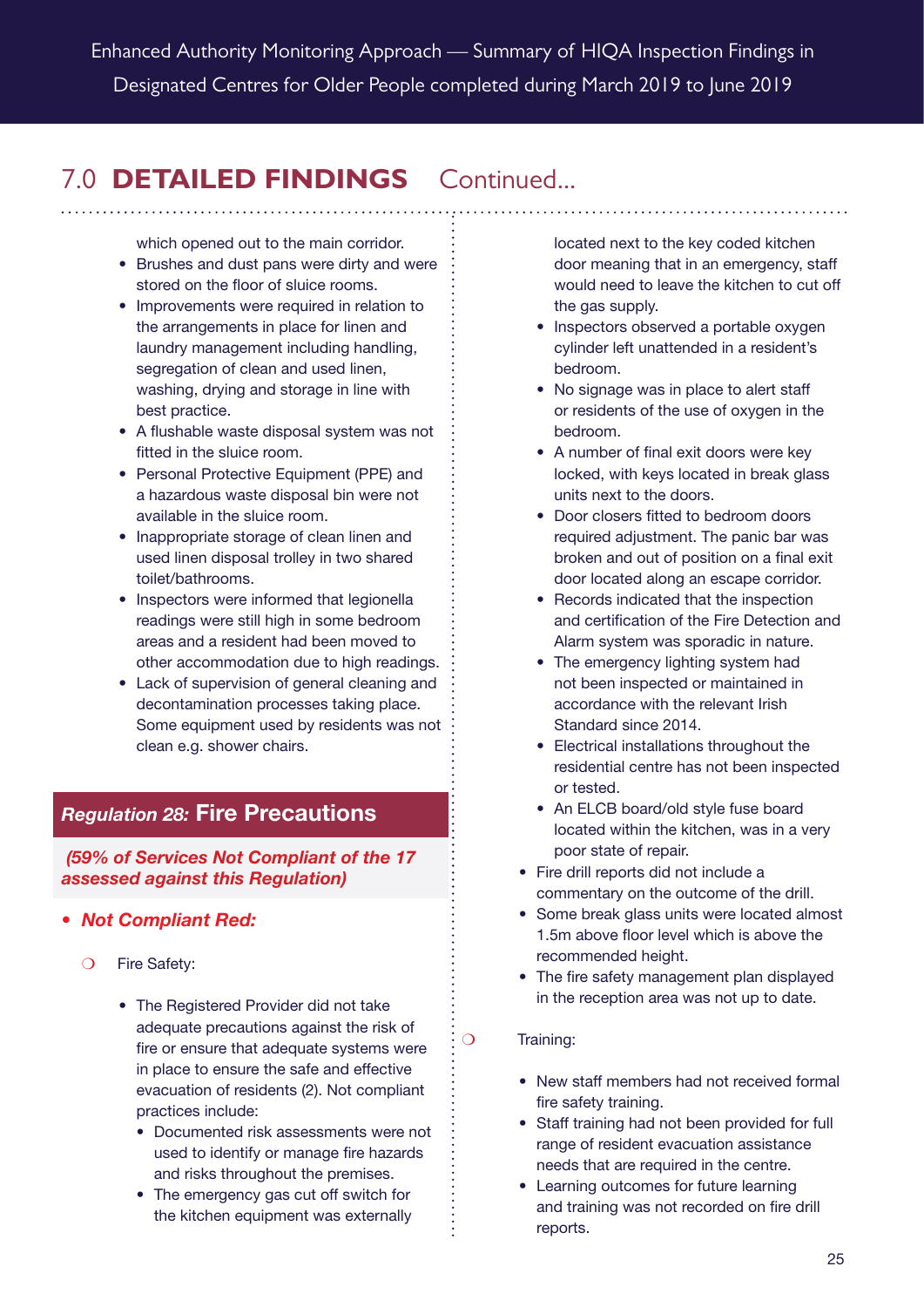## 7.0 DETAILED FINDINGS Continued...

which opened out to the main corridor.

- Brushes and dust pans were dirty and were stored on the floor of sluice rooms.
- Improvements were required in relation to the arrangements in place for linen and laundry management including handling, segregation of clean and used linen, washing, drying and storage in line with best practice.
- A flushable waste disposal system was not fitted in the sluice room.
- Personal Protective Equipment (PPE) and a hazardous waste disposal bin were not available in the sluice room.
- Inappropriate storage of clean linen and used linen disposal trolley in two shared toilet/bathrooms.
- Inspectors were informed that legionella readings were still high in some bedroom areas and a resident had been moved to other accommodation due to high readings.
- Lack of supervision of general cleaning and decontamination processes taking place. Some equipment used by residents was not clean e.g. shower chairs.

### *Regulation 28:* Fire Precautions

***(59% of Services Not Compliant of the 17 assessed against this Regulation)***

- ***Not Compliant Red:***
  - Fire Safety:
    - The Registered Provider did not take adequate precautions against the risk of fire or ensure that adequate systems were in place to ensure the safe and effective evacuation of residents (2). Not compliant practices include:
      - Documented risk assessments were not used to identify or manage fire hazards and risks throughout the premises.
      - The emergency gas cut off switch for the kitchen equipment was externally located next to the key coded kitchen door meaning that in an emergency, staff would need to leave the kitchen to cut off the gas supply.
      - Inspectors observed a portable oxygen cylinder left unattended in a resident's bedroom.
      - No signage was in place to alert staff or residents of the use of oxygen in the bedroom.
      - A number of final exit doors were key locked, with keys located in break glass units next to the doors.
      - Door closers fitted to bedroom doors required adjustment. The panic bar was broken and out of position on a final exit door located along an escape corridor.
      - Records indicated that the inspection and certification of the Fire Detection and Alarm system was sporadic in nature.
      - The emergency lighting system had not been inspected or maintained in accordance with the relevant Irish Standard since 2014.
      - Electrical installations throughout the residential centre has not been inspected or tested.
      - An ELCB board/old style fuse board located within the kitchen, was in a very poor state of repair.
    - Fire drill reports did not include a commentary on the outcome of the drill.
    - Some break glass units were located almost 1.5m above floor level which is above the recommended height.
    - The fire safety management plan displayed in the reception area was not up to date.
  - Training:
    - New staff members had not received formal fire safety training.
    - Staff training had not been provided for full range of resident evacuation assistance needs that are required in the centre.
    - Learning outcomes for future learning and training was not recorded on fire drill reports.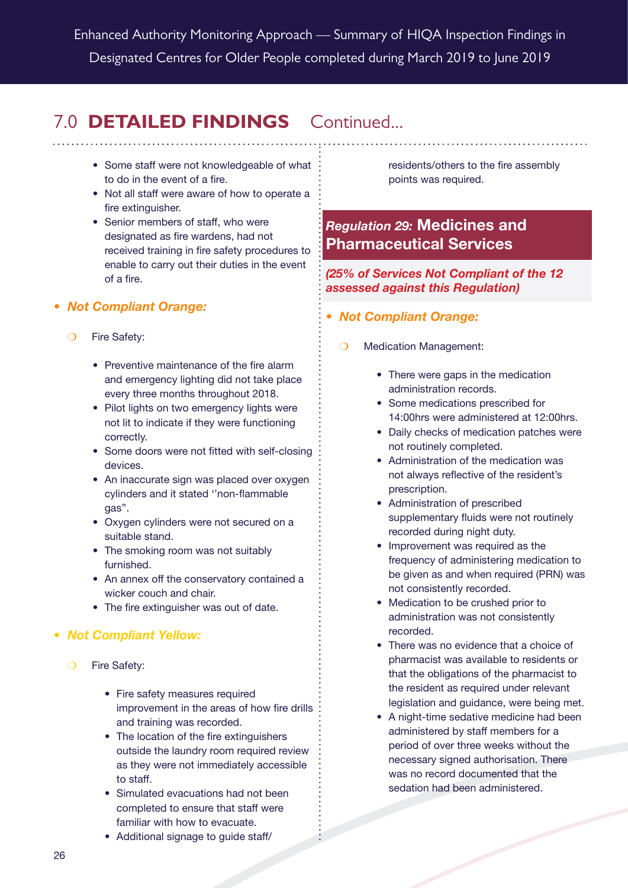## 7.0 DETAILED FINDINGS Continued...

- Some staff were not knowledgeable of what to do in the event of a fire.
- Not all staff were aware of how to operate a fire extinguisher.
- Senior members of staff, who were designated as fire wardens, had not received training in fire safety procedures to enable to carry out their duties in the event of a fire.

- ***Not Compliant Orange:***

  - Fire Safety:

    - Preventive maintenance of the fire alarm and emergency lighting did not take place every three months throughout 2018.
    - Pilot lights on two emergency lights were not lit to indicate if they were functioning correctly.
    - Some doors were not fitted with self-closing devices.
    - An inaccurate sign was placed over oxygen cylinders and it stated ''non-flammable gas".
    - Oxygen cylinders were not secured on a suitable stand.
    - The smoking room was not suitably furnished.
    - An annex off the conservatory contained a wicker couch and chair.
    - The fire extinguisher was out of date.

- ***Not Compliant Yellow:***

  - Fire Safety:

    - Fire safety measures required improvement in the areas of how fire drills and training was recorded.
    - The location of the fire extinguishers outside the laundry room required review as they were not immediately accessible to staff.
    - Simulated evacuations had not been completed to ensure that staff were familiar with how to evacuate.
    - Additional signage to guide staff/residents/others to the fire assembly points was required.

### *Regulation 29:* Medicines and Pharmaceutical Services

***(25% of Services Not Compliant of the 12 assessed against this Regulation)***

- ***Not Compliant Orange:***

  - Medication Management:

    - There were gaps in the medication administration records.
    - Some medications prescribed for 14:00hrs were administered at 12:00hrs.
    - Daily checks of medication patches were not routinely completed.
    - Administration of the medication was not always reflective of the resident's prescription.
    - Administration of prescribed supplementary fluids were not routinely recorded during night duty.
    - Improvement was required as the frequency of administering medication to be given as and when required (PRN) was not consistently recorded.
    - Medication to be crushed prior to administration was not consistently recorded.
    - There was no evidence that a choice of pharmacist was available to residents or that the obligations of the pharmacist to the resident as required under relevant legislation and guidance, were being met.
    - A night-time sedative medicine had been administered by staff members for a period of over three weeks without the necessary signed authorisation. There was no record documented that the sedation had been administered.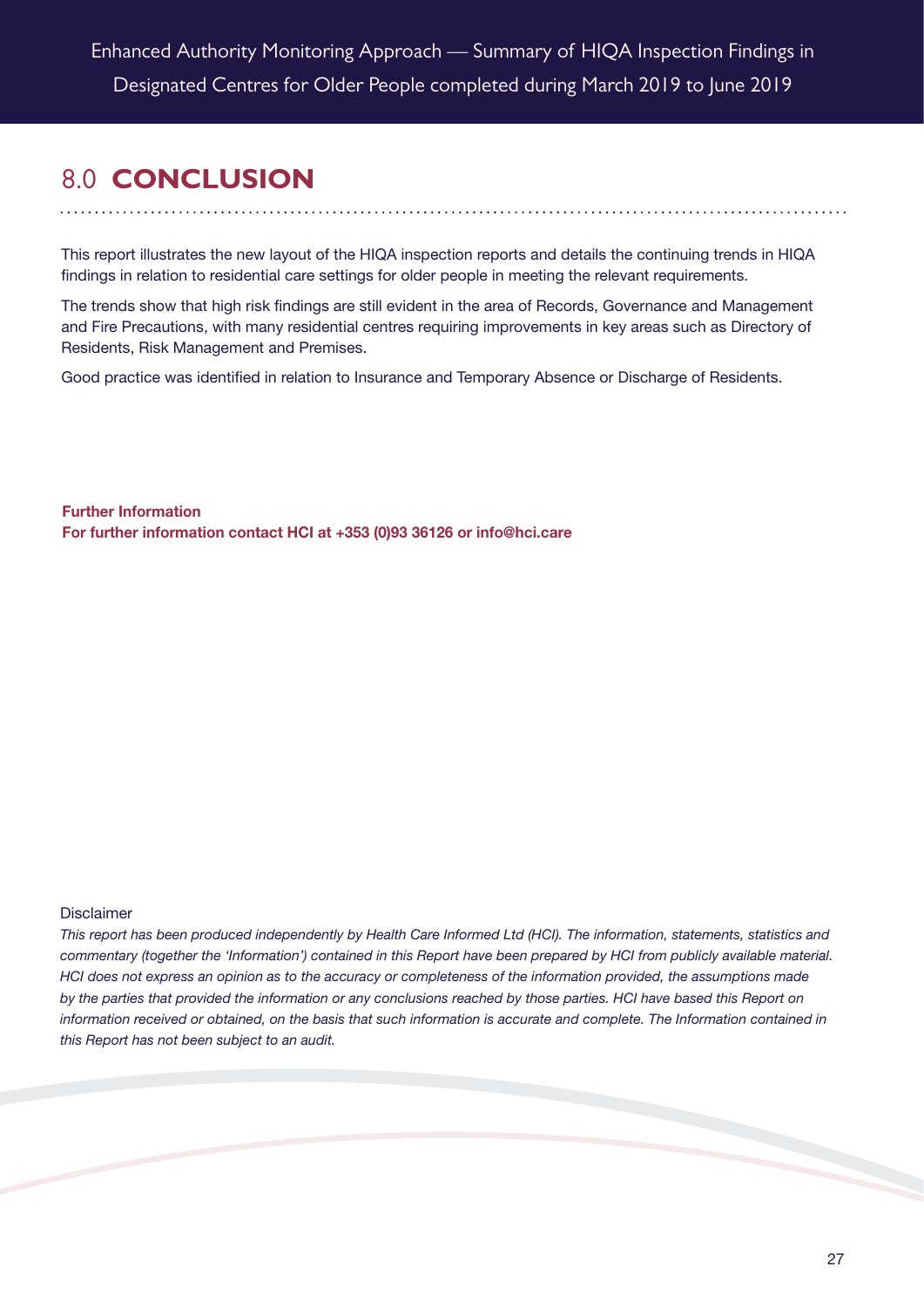# 8.0 CONCLUSION

This report illustrates the new layout of the HIQA inspection reports and details the continuing trends in HIQA findings in relation to residential care settings for older people in meeting the relevant requirements.

The trends show that high risk findings are still evident in the area of Records, Governance and Management and Fire Precautions, with many residential centres requiring improvements in key areas such as Directory of Residents, Risk Management and Premises.

Good practice was identified in relation to Insurance and Temporary Absence or Discharge of Residents.

**Further Information**
**For further information contact HCI at +353 (0)93 36126 or info@hci.care**

Disclaimer

*This report has been produced independently by Health Care Informed Ltd (HCI). The information, statements, statistics and commentary (together the 'Information') contained in this Report have been prepared by HCI from publicly available material. HCI does not express an opinion as to the accuracy or completeness of the information provided, the assumptions made by the parties that provided the information or any conclusions reached by those parties. HCI have based this Report on information received or obtained, on the basis that such information is accurate and complete. The Information contained in this Report has not been subject to an audit.*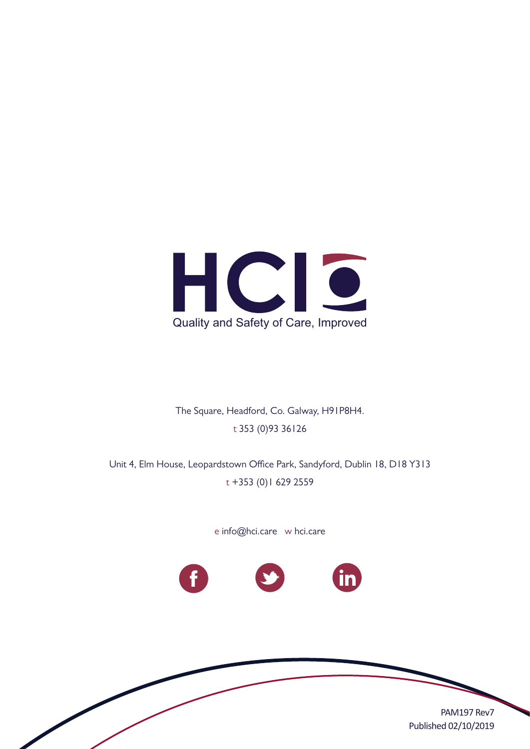HCI

Quality and Safety of Care, Improved

The Square, Headford, Co. Galway, H91P8H4.

t 353 (0)93 36126

Unit 4, Elm House, Leopardstown Office Park, Sandyford, Dublin 18, D18 Y313

t +353 (0)1 629 2559

e info@hci.care w hci.care

PAM197 Rev7

Published 02/10/2019